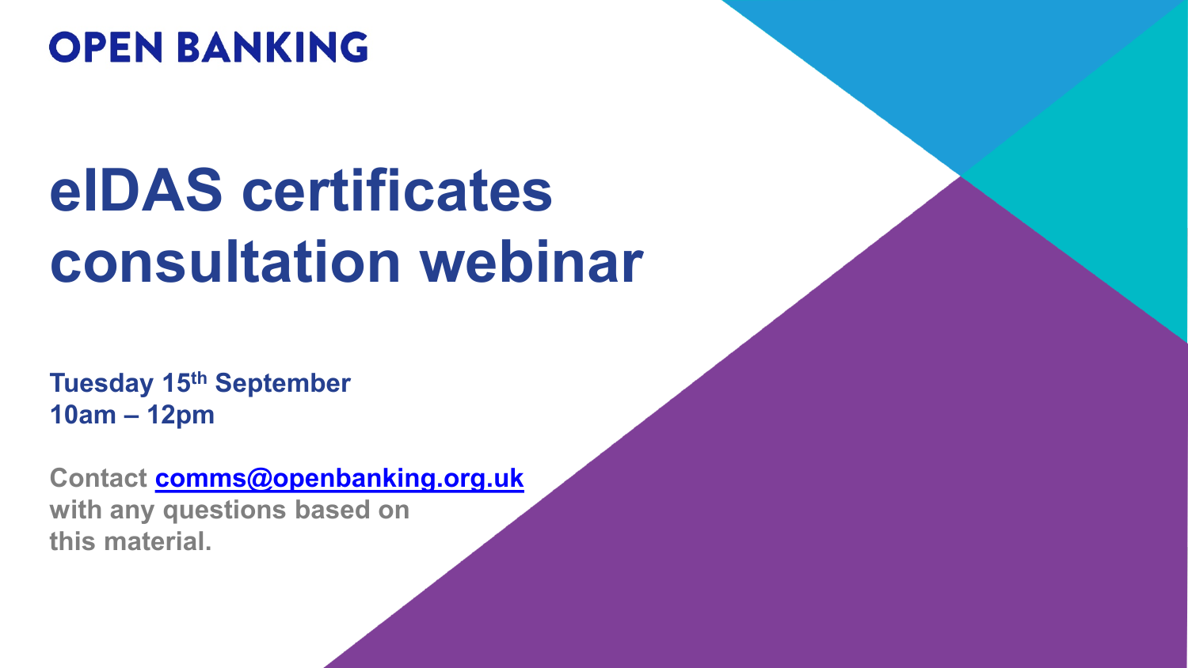**OPEN BANKING**

# eIDAS certificates consultation webinar

**Tuesday 15th September**
**10am – 12pm**

**Contact [comms@openbanking.org.uk](mailto:comms@openbanking.org.uk) with any questions based on this material.**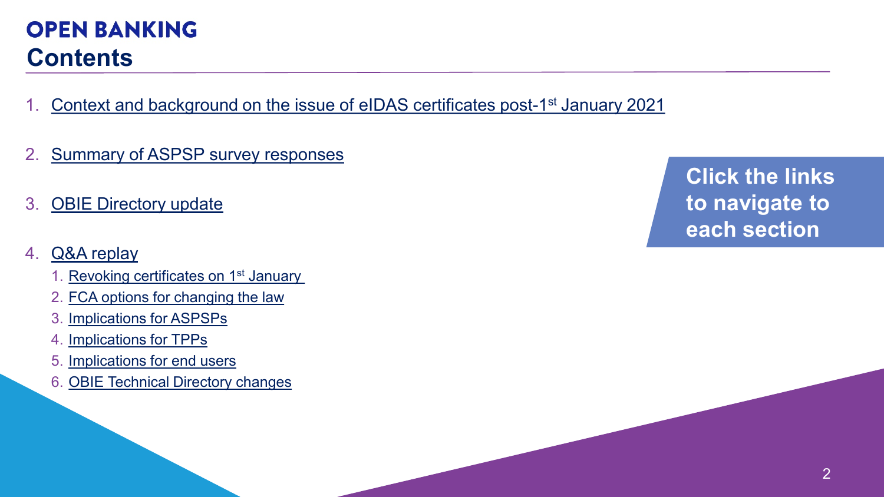# OPEN BANKING

## Contents

1. Context and background on the issue of eIDAS certificates post-1st January 2021
2. Summary of ASPSP survey responses
3. OBIE Directory update
4. Q&A replay
   1. Revoking certificates on 1st January
   2. FCA options for changing the law
   3. Implications for ASPSPs
   4. Implications for TPPs
   5. Implications for end users
   6. OBIE Technical Directory changes

**Click the links to navigate to each section**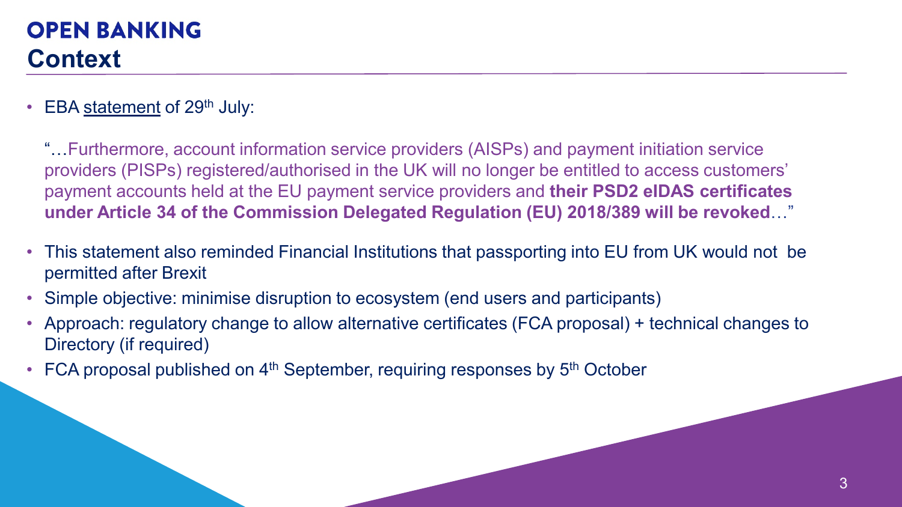# OPEN BANKING

## Context

- EBA statement of 29th July:

  "…Furthermore, account information service providers (AISPs) and payment initiation service providers (PISPs) registered/authorised in the UK will no longer be entitled to access customers' payment accounts held at the EU payment service providers and **their PSD2 eIDAS certificates under Article 34 of the Commission Delegated Regulation (EU) 2018/389 will be revoked**…"

- This statement also reminded Financial Institutions that passporting into EU from UK would not be permitted after Brexit
- Simple objective: minimise disruption to ecosystem (end users and participants)
- Approach: regulatory change to allow alternative certificates (FCA proposal) + technical changes to Directory (if required)
- FCA proposal published on 4th September, requiring responses by 5th October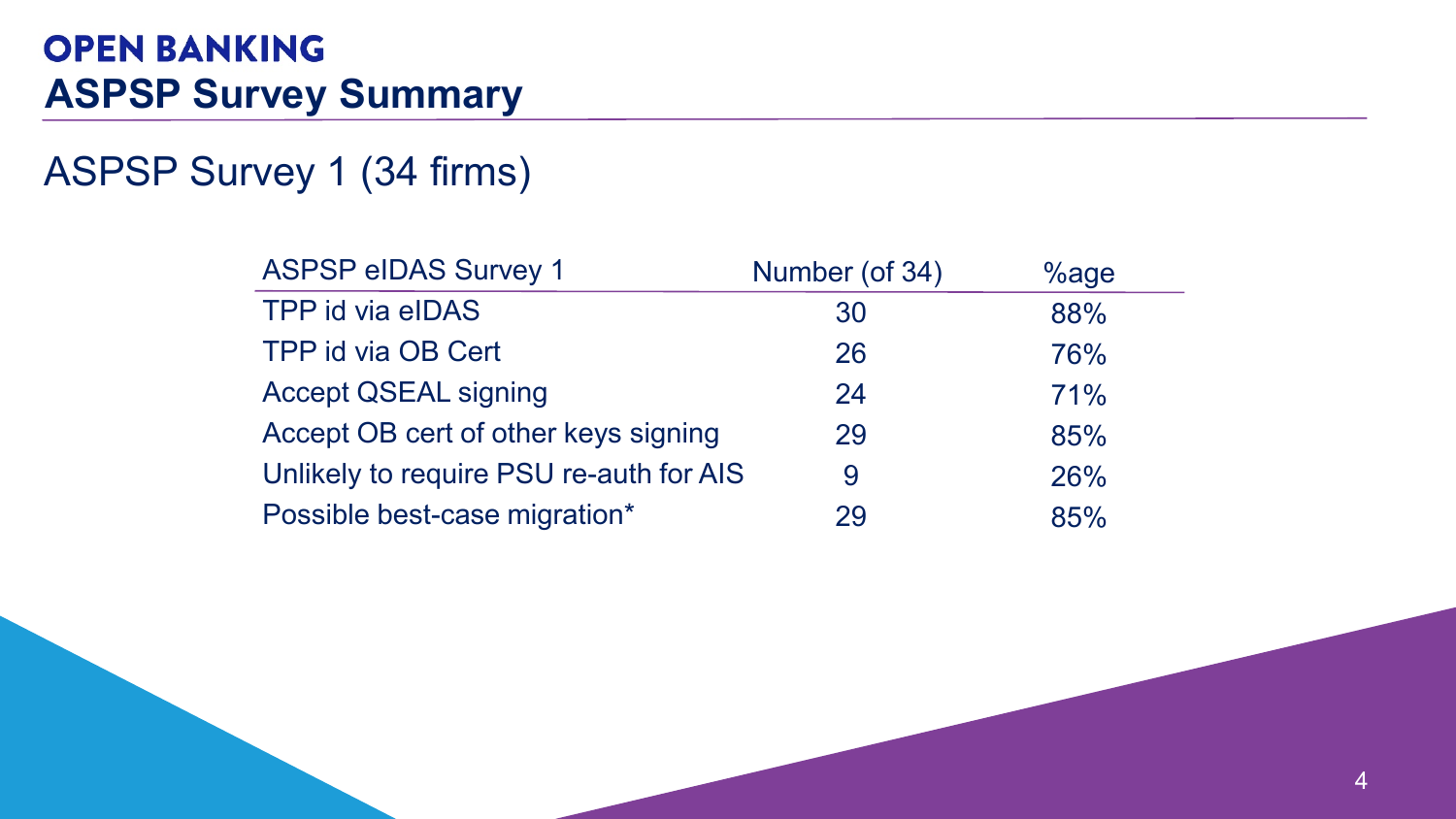# OPEN BANKING

## ASPSP Survey Summary

### ASPSP Survey 1 (34 firms)

| ASPSP eIDAS Survey 1 | Number (of 34) | %age |
|---|---|---|
| TPP id via eIDAS | 30 | 88% |
| TPP id via OB Cert | 26 | 76% |
| Accept QSEAL signing | 24 | 71% |
| Accept OB cert of other keys signing | 29 | 85% |
| Unlikely to require PSU re-auth for AIS | 9 | 26% |
| Possible best-case migration* | 29 | 85% |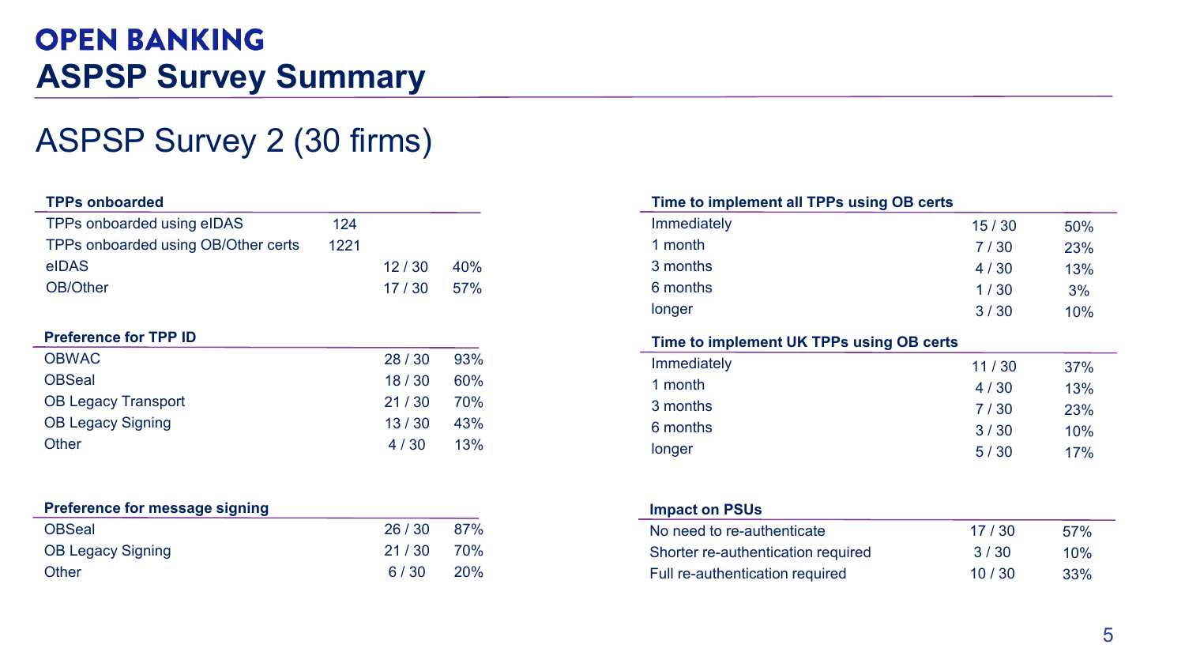# OPEN BANKING

## ASPSP Survey Summary

### ASPSP Survey 2 (30 firms)

| TPPs onboarded | | | |
|---|---|---|---|
| TPPs onboarded using eIDAS | 124 | | |
| TPPs onboarded using OB/Other certs | 1221 | | |
| eIDAS | | 12 / 30 | 40% |
| OB/Other | | 17 / 30 | 57% |

| Preference for TPP ID | | |
|---|---|---|
| OBWAC | 28 / 30 | 93% |
| OBSeal | 18 / 30 | 60% |
| OB Legacy Transport | 21 / 30 | 70% |
| OB Legacy Signing | 13 / 30 | 43% |
| Other | 4 / 30 | 13% |

| Preference for message signing | | |
|---|---|---|
| OBSeal | 26 / 30 | 87% |
| OB Legacy Signing | 21 / 30 | 70% |
| Other | 6 / 30 | 20% |

| Time to implement all TPPs using OB certs | | |
|---|---|---|
| Immediately | 15 / 30 | 50% |
| 1 month | 7 / 30 | 23% |
| 3 months | 4 / 30 | 13% |
| 6 months | 1 / 30 | 3% |
| longer | 3 / 30 | 10% |

| Time to implement UK TPPs using OB certs | | |
|---|---|---|
| Immediately | 11 / 30 | 37% |
| 1 month | 4 / 30 | 13% |
| 3 months | 7 / 30 | 23% |
| 6 months | 3 / 30 | 10% |
| longer | 5 / 30 | 17% |

| Impact on PSUs | | |
|---|---|---|
| No need to re-authenticate | 17 / 30 | 57% |
| Shorter re-authentication required | 3 / 30 | 10% |
| Full re-authentication required | 10 / 30 | 33% |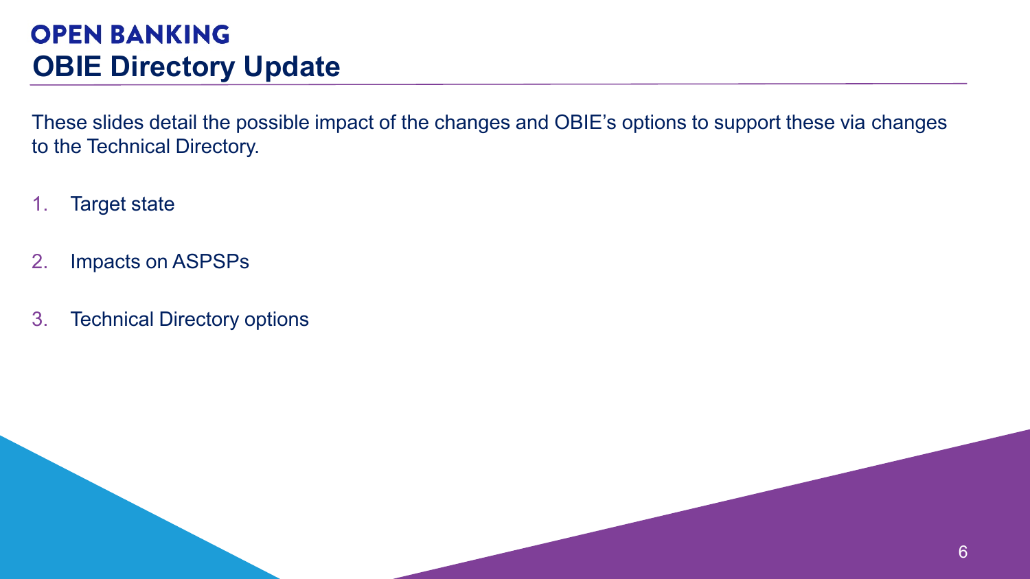**OPEN BANKING**

# OBIE Directory Update

These slides detail the possible impact of the changes and OBIE's options to support these via changes to the Technical Directory.

1. Target state
2. Impacts on ASPSPs
3. Technical Directory options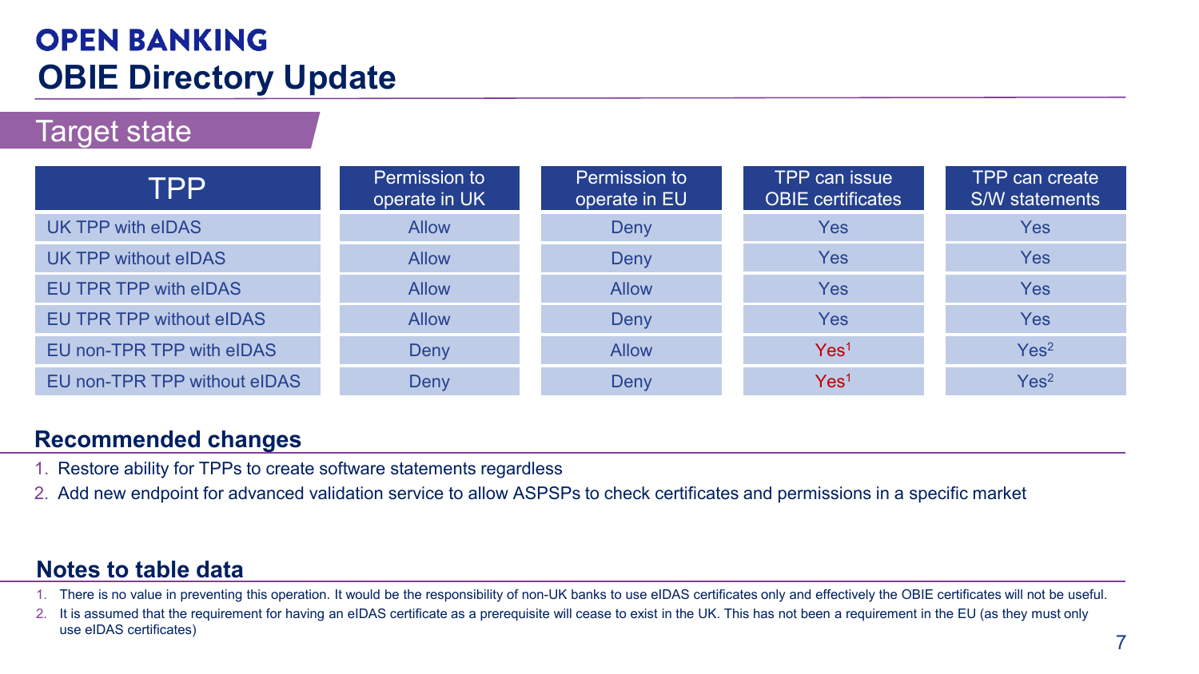# OPEN BANKING

## OBIE Directory Update

### Target state

| TPP | Permission to operate in UK | Permission to operate in EU | TPP can issue OBIE certificates | TPP can create S/W statements |
|---|---|---|---|---|
| UK TPP with eIDAS | Allow | Deny | Yes | Yes |
| UK TPP without eIDAS | Allow | Deny | Yes | Yes |
| EU TPR TPP with eIDAS | Allow | Allow | Yes | Yes |
| EU TPR TPP without eIDAS | Allow | Deny | Yes | Yes |
| EU non-TPR TPP with eIDAS | Deny | Allow | Yes[1] | Yes[2] |
| EU non-TPR TPP without eIDAS | Deny | Deny | Yes[1] | Yes[2] |

### Recommended changes

1. Restore ability for TPPs to create software statements regardless
2. Add new endpoint for advanced validation service to allow ASPSPs to check certificates and permissions in a specific market

### Notes to table data

1. There is no value in preventing this operation. It would be the responsibility of non-UK banks to use eIDAS certificates only and effectively the OBIE certificates will not be useful.
2. It is assumed that the requirement for having an eIDAS certificate as a prerequisite will cease to exist in the UK. This has not been a requirement in the EU (as they must only use eIDAS certificates)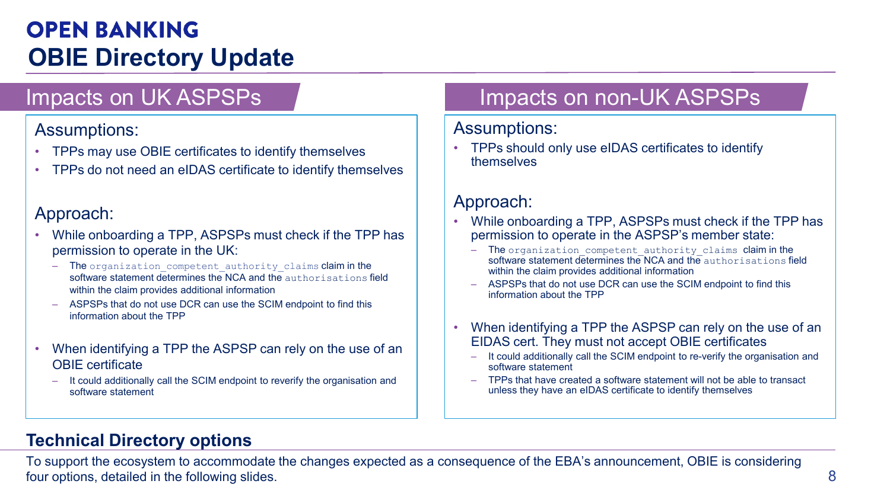# OPEN BANKING

# OBIE Directory Update

## Impacts on UK ASPSPs

### Assumptions:

- TPPs may use OBIE certificates to identify themselves
- TPPs do not need an eIDAS certificate to identify themselves

### Approach:

- While onboarding a TPP, ASPSPs must check if the TPP has permission to operate in the UK:
  - The `organization_competent_authority_claims` claim in the software statement determines the NCA and the `authorisations` field within the claim provides additional information
  - ASPSPs that do not use DCR can use the SCIM endpoint to find this information about the TPP
- When identifying a TPP the ASPSP can rely on the use of an OBIE certificate
  - It could additionally call the SCIM endpoint to reverify the organisation and software statement

## Impacts on non-UK ASPSPs

### Assumptions:

- TPPs should only use eIDAS certificates to identify themselves

### Approach:

- While onboarding a TPP, ASPSPs must check if the TPP has permission to operate in the ASPSP's member state:
  - The `organization_competent_authority_claims` claim in the software statement determines the NCA and the `authorisations` field within the claim provides additional information
  - ASPSPs that do not use DCR can use the SCIM endpoint to find this information about the TPP
- When identifying a TPP the ASPSP can rely on the use of an EIDAS cert. They must not accept OBIE certificates
  - It could additionally call the SCIM endpoint to re-verify the organisation and software statement
  - TPPs that have created a software statement will not be able to transact unless they have an eIDAS certificate to identify themselves

## Technical Directory options

To support the ecosystem to accommodate the changes expected as a consequence of the EBA's announcement, OBIE is considering four options, detailed in the following slides.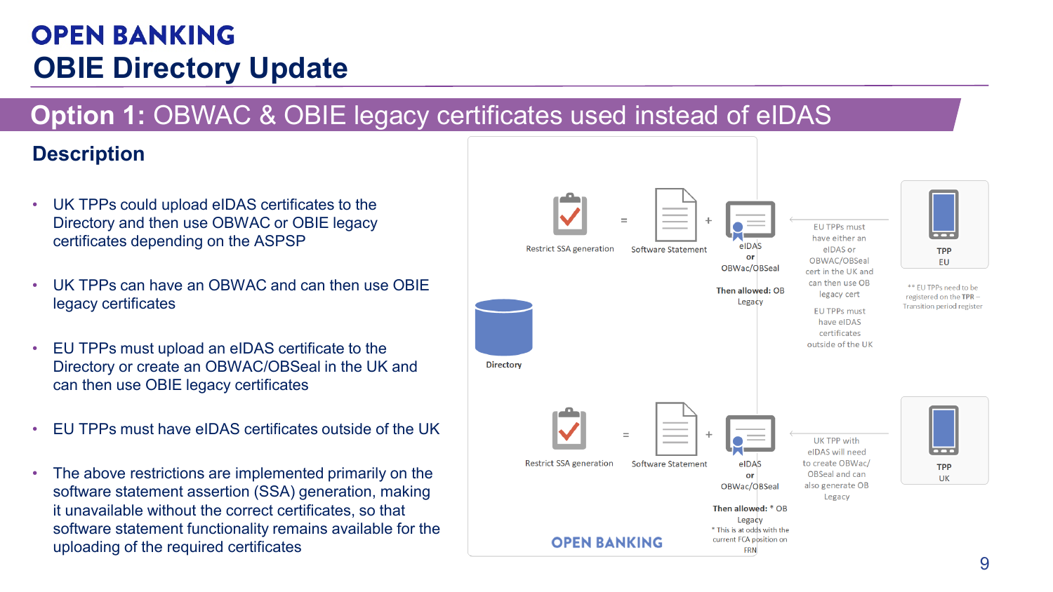# OBIE Directory Update

## Option 1: OBWAC & OBIE legacy certificates used instead of eIDAS

### Description

- UK TPPs could upload eIDAS certificates to the Directory and then use OBWAC or OBIE legacy certificates depending on the ASPSP
- UK TPPs can have an OBWAC and can then use OBIE legacy certificates
- EU TPPs must upload an eIDAS certificate to the Directory or create an OBWAC/OBSeal in the UK and can then use OBIE legacy certificates
- EU TPPs must have eIDAS certificates outside of the UK
- The above restrictions are implemented primarily on the software statement assertion (SSA) generation, making it unavailable without the correct certificates, so that software statement functionality remains available for the uploading of the required certificates

Directory

Restrict SSA generation = Software Statement + eIDAS or OBWac/OBSeal

Then allowed: OB Legacy

EU TPPs must have either an eIDAS or OBWAC/OBSeal cert in the UK and can then use OB legacy cert

EU TPPs must have eIDAS certificates outside of the UK

TPP EU

** EU TPPs need to be registered on the TPR – Transition period register

Restrict SSA generation = Software Statement + eIDAS or OBWac/OBSeal

Then allowed: * OB Legacy

* This is at odds with the current FCA position on FRN

UK TPP with eIDAS will need to create OBWac/OBSeal and can also generate OB Legacy

TPP UK

OPEN BANKING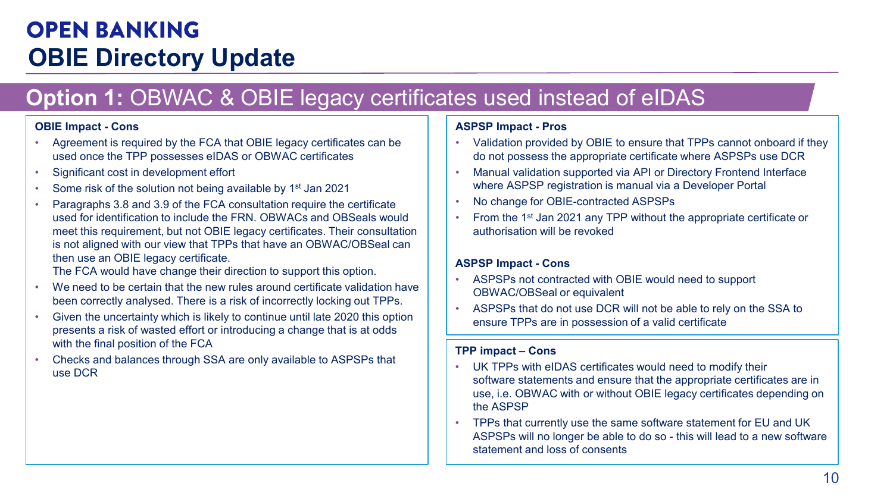# OPEN BANKING

# OBIE Directory Update

## **Option 1:** OBWAC & OBIE legacy certificates used instead of eIDAS

### OBIE Impact - Cons

- Agreement is required by the FCA that OBIE legacy certificates can be used once the TPP possesses eIDAS or OBWAC certificates
- Significant cost in development effort
- Some risk of the solution not being available by 1st Jan 2021
- Paragraphs 3.8 and 3.9 of the FCA consultation require the certificate used for identification to include the FRN. OBWACs and OBSeals would meet this requirement, but not OBIE legacy certificates. Their consultation is not aligned with our view that TPPs that have an OBWAC/OBSeal can then use an OBIE legacy certificate.
  The FCA would have change their direction to support this option.
- We need to be certain that the new rules around certificate validation have been correctly analysed. There is a risk of incorrectly locking out TPPs.
- Given the uncertainty which is likely to continue until late 2020 this option presents a risk of wasted effort or introducing a change that is at odds with the final position of the FCA
- Checks and balances through SSA are only available to ASPSPs that use DCR

### ASPSP Impact - Pros

- Validation provided by OBIE to ensure that TPPs cannot onboard if they do not possess the appropriate certificate where ASPSPs use DCR
- Manual validation supported via API or Directory Frontend Interface where ASPSP registration is manual via a Developer Portal
- No change for OBIE-contracted ASPSPs
- From the 1st Jan 2021 any TPP without the appropriate certificate or authorisation will be revoked

### ASPSP Impact - Cons

- ASPSPs not contracted with OBIE would need to support OBWAC/OBSeal or equivalent
- ASPSPs that do not use DCR will not be able to rely on the SSA to ensure TPPs are in possession of a valid certificate

### TPP impact – Cons

- UK TPPs with eIDAS certificates would need to modify their software statements and ensure that the appropriate certificates are in use, i.e. OBWAC with or without OBIE legacy certificates depending on the ASPSP
- TPPs that currently use the same software statement for EU and UK ASPSPs will no longer be able to do so - this will lead to a new software statement and loss of consents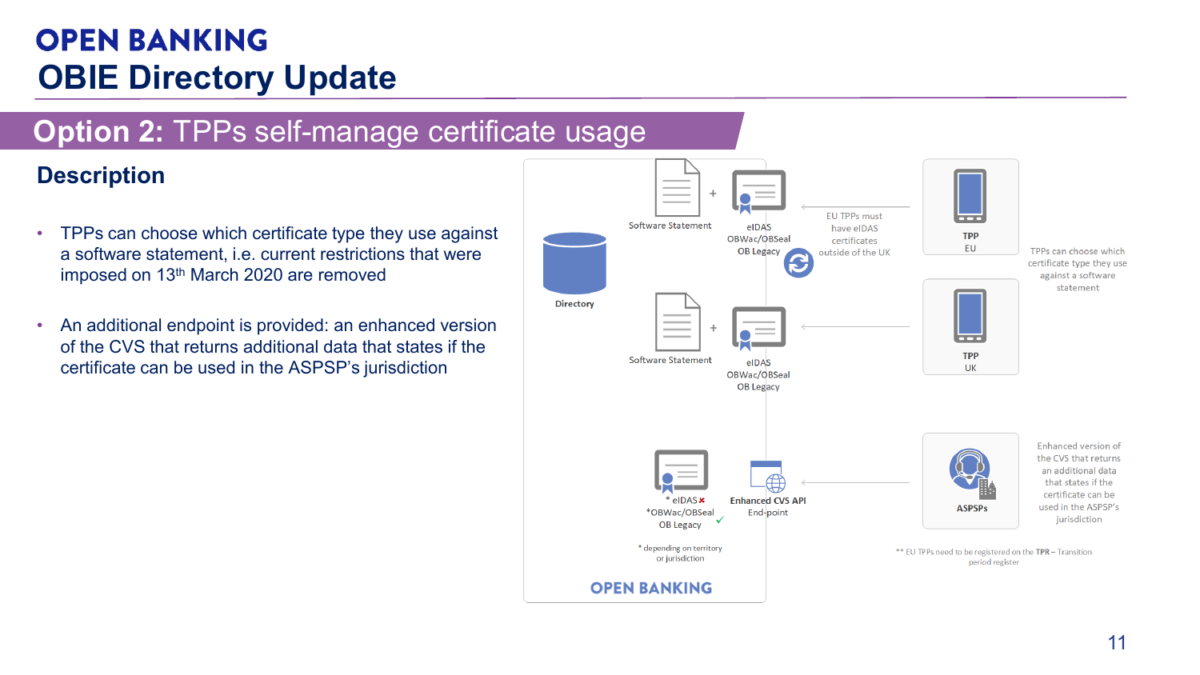# OBIE Directory Update

## Option 2: TPPs self-manage certificate usage

### Description

- TPPs can choose which certificate type they use against a software statement, i.e. current restrictions that were imposed on 13th March 2020 are removed
- An additional endpoint is provided: an enhanced version of the CVS that returns additional data that states if the certificate can be used in the ASPSP's jurisdiction

Directory

Software Statement + eIDAS OBWac/OBSeal OB Legacy

EU TPPs must have eIDAS certificates outside of the UK

TPP EU

TPPs can choose which certificate type they use against a software statement

Software Statement + eIDAS OBWac/OBSeal OB Legacy

TPP UK

\* eIDAS ✗ *OBWac/OBSeal OB Legacy ✓

Enhanced CVS API End-point

ASPSPs

Enhanced version of the CVS that returns an additional data that states if the certificate can be used in the ASPSP's jurisdiction

\* depending on territory or jurisdiction

\*\* EU TPPs need to be registered on the TPR – Transition period register

OPEN BANKING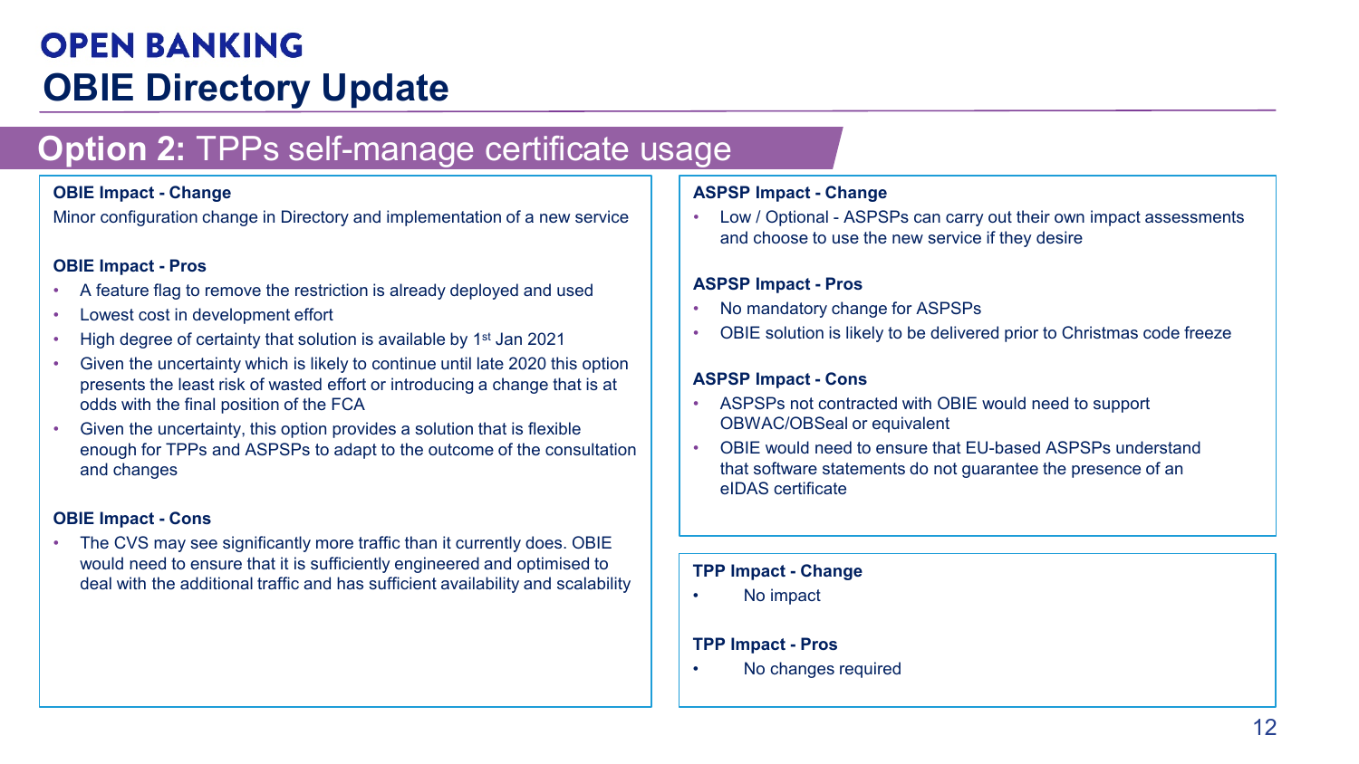# OPEN BANKING
# OBIE Directory Update

## Option 2: TPPs self-manage certificate usage

**OBIE Impact - Change**

Minor configuration change in Directory and implementation of a new service

**OBIE Impact - Pros**

- A feature flag to remove the restriction is already deployed and used
- Lowest cost in development effort
- High degree of certainty that solution is available by 1st Jan 2021
- Given the uncertainty which is likely to continue until late 2020 this option presents the least risk of wasted effort or introducing a change that is at odds with the final position of the FCA
- Given the uncertainty, this option provides a solution that is flexible enough for TPPs and ASPSPs to adapt to the outcome of the consultation and changes

**OBIE Impact - Cons**

- The CVS may see significantly more traffic than it currently does. OBIE would need to ensure that it is sufficiently engineered and optimised to deal with the additional traffic and has sufficient availability and scalability

**ASPSP Impact - Change**

- Low / Optional - ASPSPs can carry out their own impact assessments and choose to use the new service if they desire

**ASPSP Impact - Pros**

- No mandatory change for ASPSPs
- OBIE solution is likely to be delivered prior to Christmas code freeze

**ASPSP Impact - Cons**

- ASPSPs not contracted with OBIE would need to support OBWAC/OBSeal or equivalent
- OBIE would need to ensure that EU-based ASPSPs understand that software statements do not guarantee the presence of an eIDAS certificate

**TPP Impact - Change**

- No impact

**TPP Impact - Pros**

- No changes required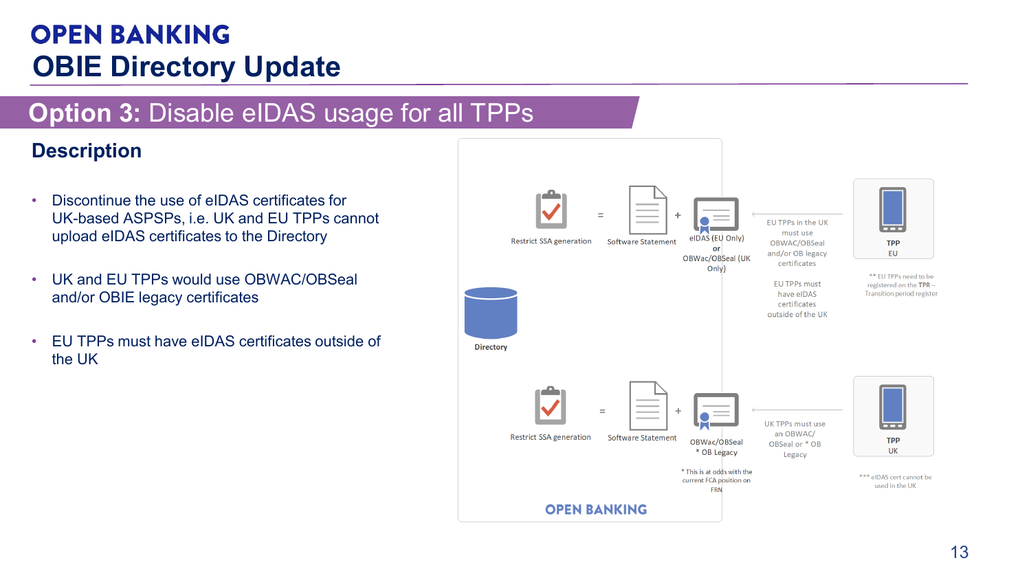# OPEN BANKING

# OBIE Directory Update

## **Option 3:** Disable eIDAS usage for all TPPs

### Description

- Discontinue the use of eIDAS certificates for UK-based ASPSPs, i.e. UK and EU TPPs cannot upload eIDAS certificates to the Directory
- UK and EU TPPs would use OBWAC/OBSeal and/or OBIE legacy certificates
- EU TPPs must have eIDAS certificates outside of the UK

Restrict SSA generation = Software Statement + eIDAS (EU Only) or OBWac/OBSeal (UK Only)

EU TPPs in the UK must use OBWAC/OBSeal and/or OB legacy certificates

EU TPPs must have eIDAS certificates outside of the UK

TPP EU

** EU TPPs need to be registered on the **TPR** – Transition period register

Directory

Restrict SSA generation = Software Statement + OBWac/OBSeal * OB Legacy

UK TPPs must use an OBWAC/ OBSeal or * OB Legacy

TPP UK

* This is at odds with the current FCA position on FRN

*** eIDAS cert cannot be used in the UK

OPEN BANKING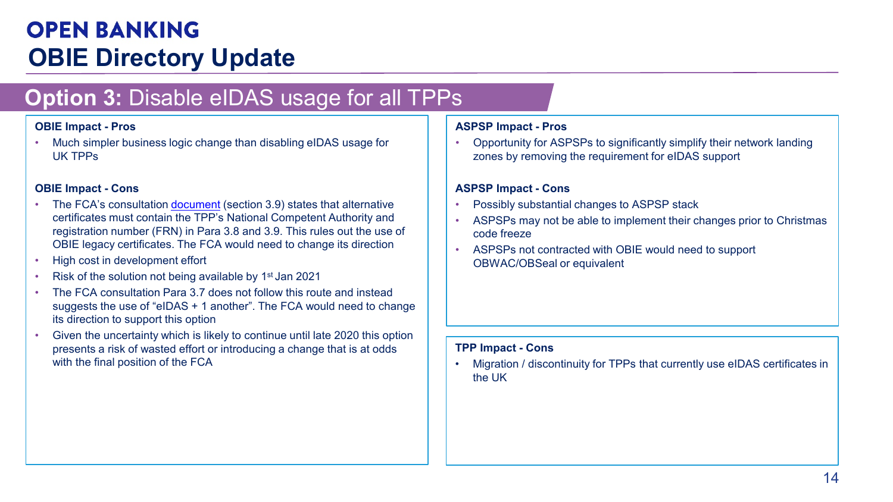# OPEN BANKING

# OBIE Directory Update

## Option 3: Disable eIDAS usage for all TPPs

**OBIE Impact - Pros**

- Much simpler business logic change than disabling eIDAS usage for UK TPPs

**OBIE Impact - Cons**

- The FCA's consultation document (section 3.9) states that alternative certificates must contain the TPP's National Competent Authority and registration number (FRN) in Para 3.8 and 3.9. This rules out the use of OBIE legacy certificates. The FCA would need to change its direction
- High cost in development effort
- Risk of the solution not being available by 1st Jan 2021
- The FCA consultation Para 3.7 does not follow this route and instead suggests the use of "eIDAS + 1 another". The FCA would need to change its direction to support this option
- Given the uncertainty which is likely to continue until late 2020 this option presents a risk of wasted effort or introducing a change that is at odds with the final position of the FCA

**ASPSP Impact - Pros**

- Opportunity for ASPSPs to significantly simplify their network landing zones by removing the requirement for eIDAS support

**ASPSP Impact - Cons**

- Possibly substantial changes to ASPSP stack
- ASPSPs may not be able to implement their changes prior to Christmas code freeze
- ASPSPs not contracted with OBIE would need to support OBWAC/OBSeal or equivalent

**TPP Impact - Cons**

- Migration / discontinuity for TPPs that currently use eIDAS certificates in the UK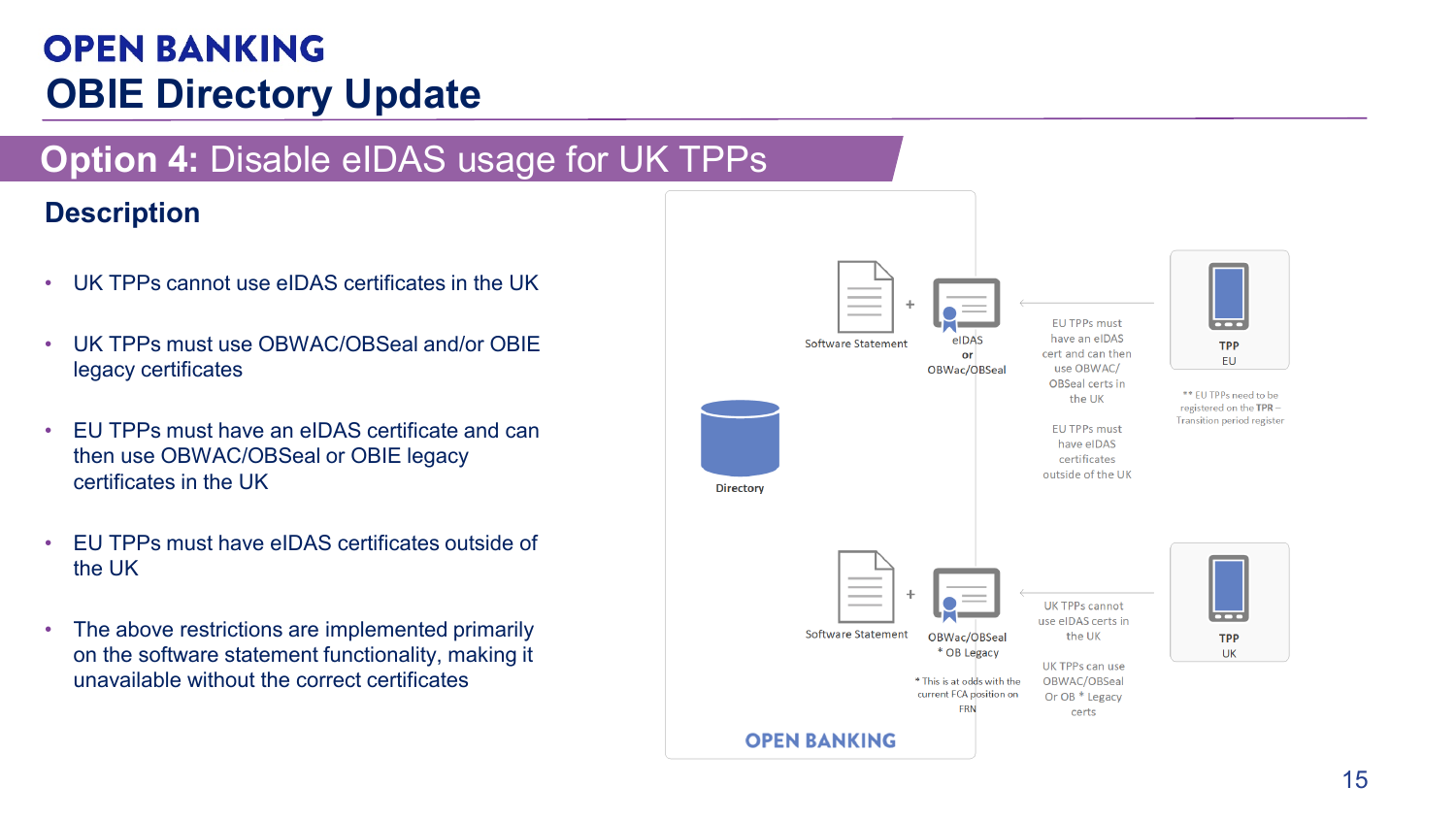# OPEN BANKING

## OBIE Directory Update

## Option 4: Disable eIDAS usage for UK TPPs

### Description

- UK TPPs cannot use eIDAS certificates in the UK
- UK TPPs must use OBWAC/OBSeal and/or OBIE legacy certificates
- EU TPPs must have an eIDAS certificate and can then use OBWAC/OBSeal or OBIE legacy certificates in the UK
- EU TPPs must have eIDAS certificates outside of the UK
- The above restrictions are implemented primarily on the software statement functionality, making it unavailable without the correct certificates

Directory

Software Statement + eIDAS or OBWac/OBSeal

EU TPPs must have an eIDAS cert and can then use OBWAC/ OBSeal certs in the UK

EU TPPs must have eIDAS certificates outside of the UK

TPP EU

** EU TPPs need to be registered on the TPR – Transition period register

Software Statement + OBWac/OBSeal * OB Legacy

* This is at odds with the current FCA position on FRN

UK TPPs cannot use eIDAS certs in the UK

UK TPPs can use OBWAC/OBSeal Or OB * Legacy certs

TPP UK

OPEN BANKING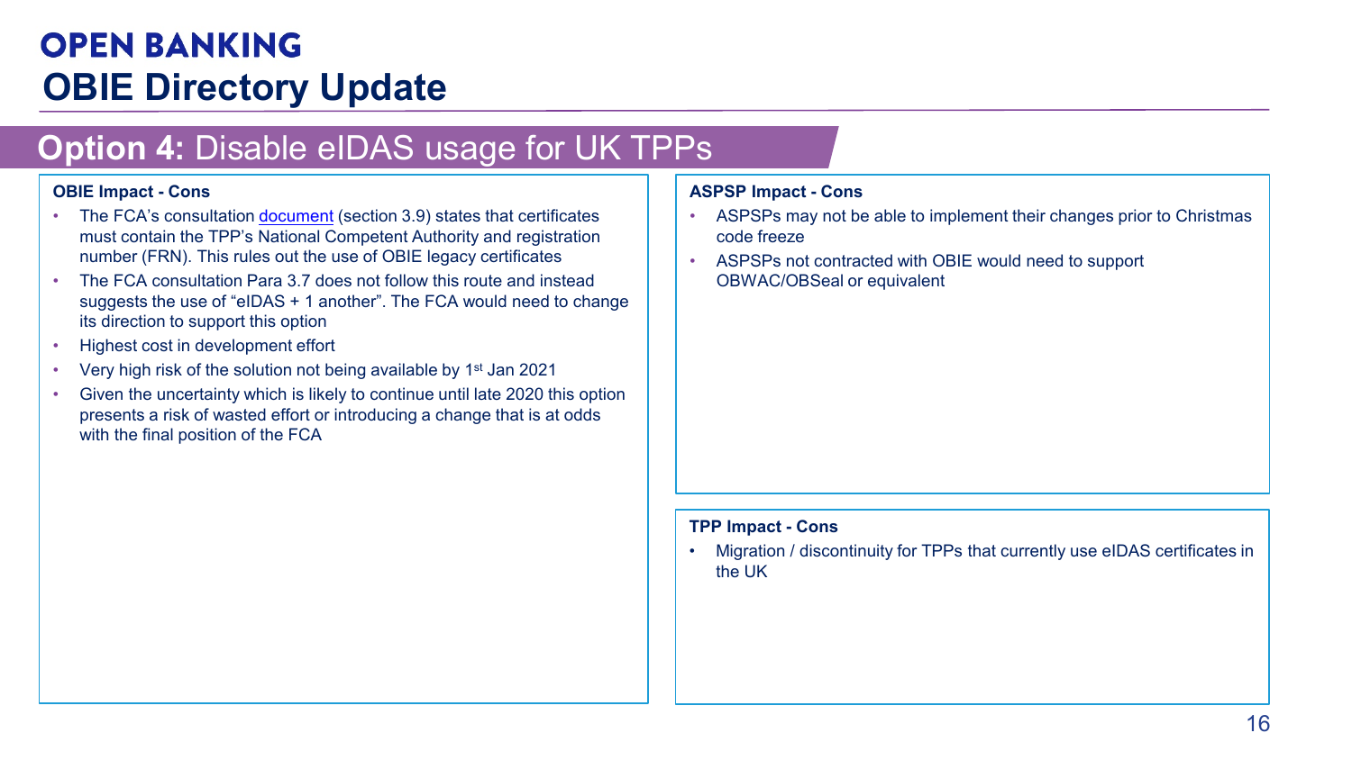# OPEN BANKING

# OBIE Directory Update

## **Option 4:** Disable eIDAS usage for UK TPPs

### OBIE Impact - Cons

- The FCA's consultation document (section 3.9) states that certificates must contain the TPP's National Competent Authority and registration number (FRN). This rules out the use of OBIE legacy certificates
- The FCA consultation Para 3.7 does not follow this route and instead suggests the use of "eIDAS + 1 another". The FCA would need to change its direction to support this option
- Highest cost in development effort
- Very high risk of the solution not being available by 1st Jan 2021
- Given the uncertainty which is likely to continue until late 2020 this option presents a risk of wasted effort or introducing a change that is at odds with the final position of the FCA

### ASPSP Impact - Cons

- ASPSPs may not be able to implement their changes prior to Christmas code freeze
- ASPSPs not contracted with OBIE would need to support OBWAC/OBSeal or equivalent

### TPP Impact - Cons

- Migration / discontinuity for TPPs that currently use eIDAS certificates in the UK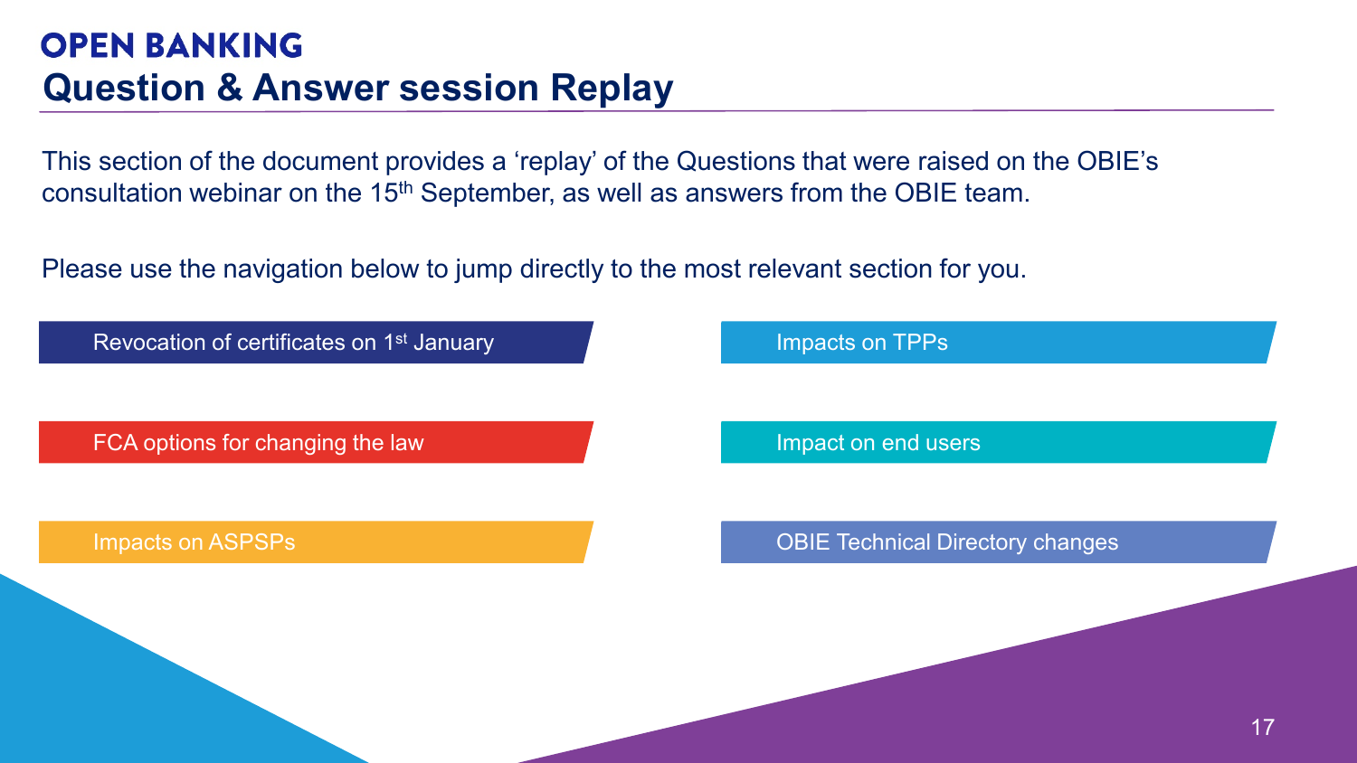# OPEN BANKING

## Question & Answer session Replay

This section of the document provides a 'replay' of the Questions that were raised on the OBIE's consultation webinar on the 15th September, as well as answers from the OBIE team.

Please use the navigation below to jump directly to the most relevant section for you.

- Revocation of certificates on 1st January
- FCA options for changing the law
- Impacts on ASPSPs
- Impacts on TPPs
- Impact on end users
- OBIE Technical Directory changes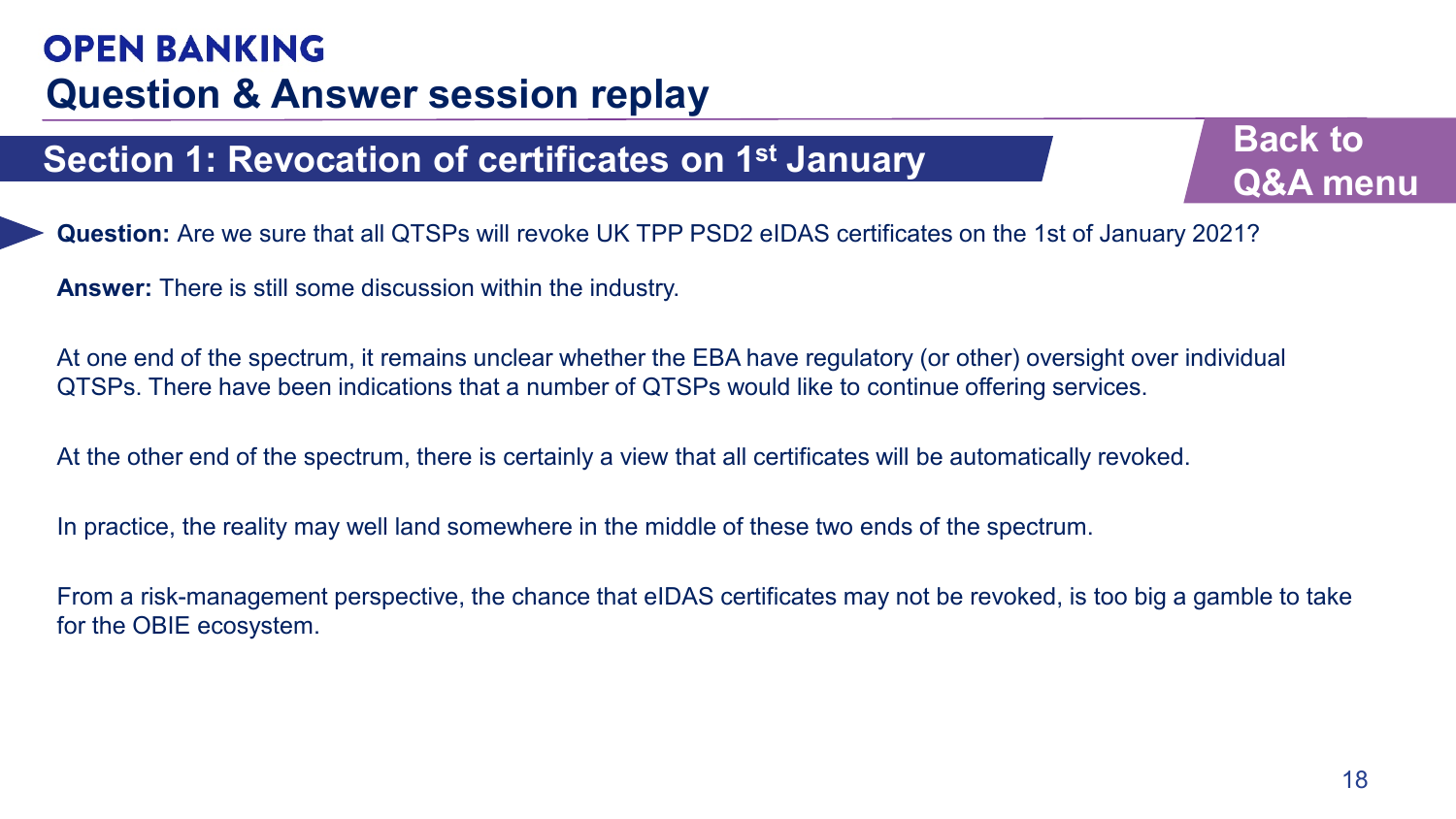# OPEN BANKING

## Question & Answer session replay

### Section 1: Revocation of certificates on 1st January

Back to Q&A menu

**Question:** Are we sure that all QTSPs will revoke UK TPP PSD2 eIDAS certificates on the 1st of January 2021?

**Answer:** There is still some discussion within the industry.

At one end of the spectrum, it remains unclear whether the EBA have regulatory (or other) oversight over individual QTSPs. There have been indications that a number of QTSPs would like to continue offering services.

At the other end of the spectrum, there is certainly a view that all certificates will be automatically revoked.

In practice, the reality may well land somewhere in the middle of these two ends of the spectrum.

From a risk-management perspective, the chance that eIDAS certificates may not be revoked, is too big a gamble to take for the OBIE ecosystem.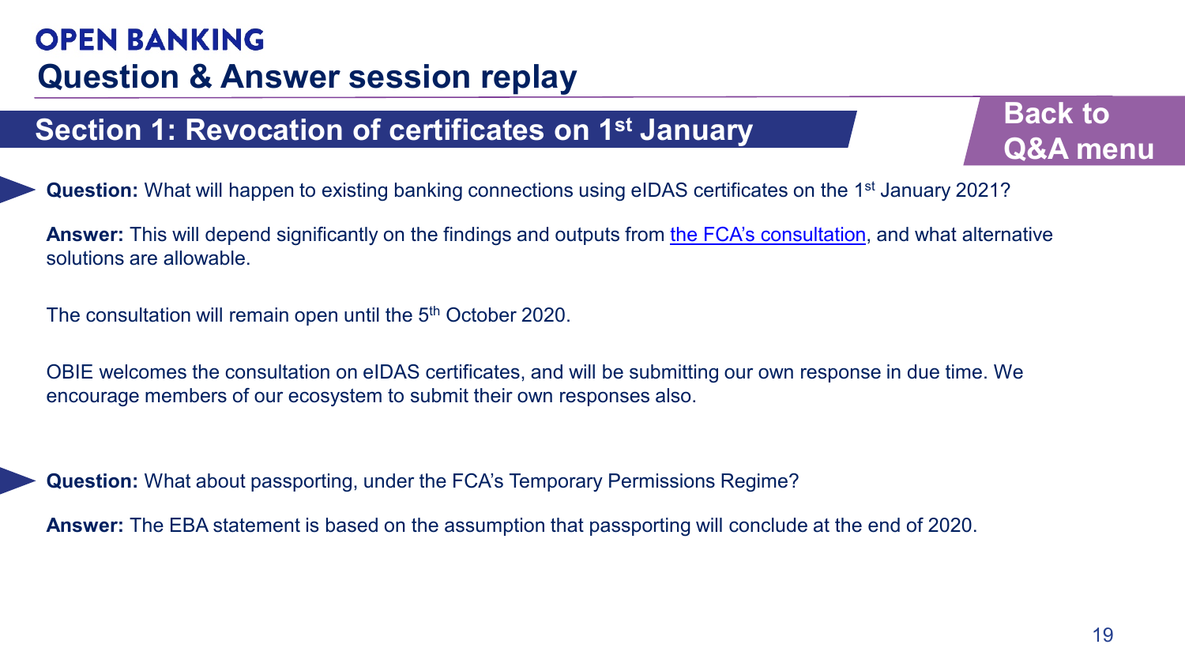# OPEN BANKING

## Question & Answer session replay

### Section 1: Revocation of certificates on 1st January

Back to Q&A menu

**Question:** What will happen to existing banking connections using eIDAS certificates on the 1st January 2021?

**Answer:** This will depend significantly on the findings and outputs from the FCA's consultation, and what alternative solutions are allowable.

The consultation will remain open until the 5th October 2020.

OBIE welcomes the consultation on eIDAS certificates, and will be submitting our own response in due time. We encourage members of our ecosystem to submit their own responses also.

**Question:** What about passporting, under the FCA's Temporary Permissions Regime?

**Answer:** The EBA statement is based on the assumption that passporting will conclude at the end of 2020.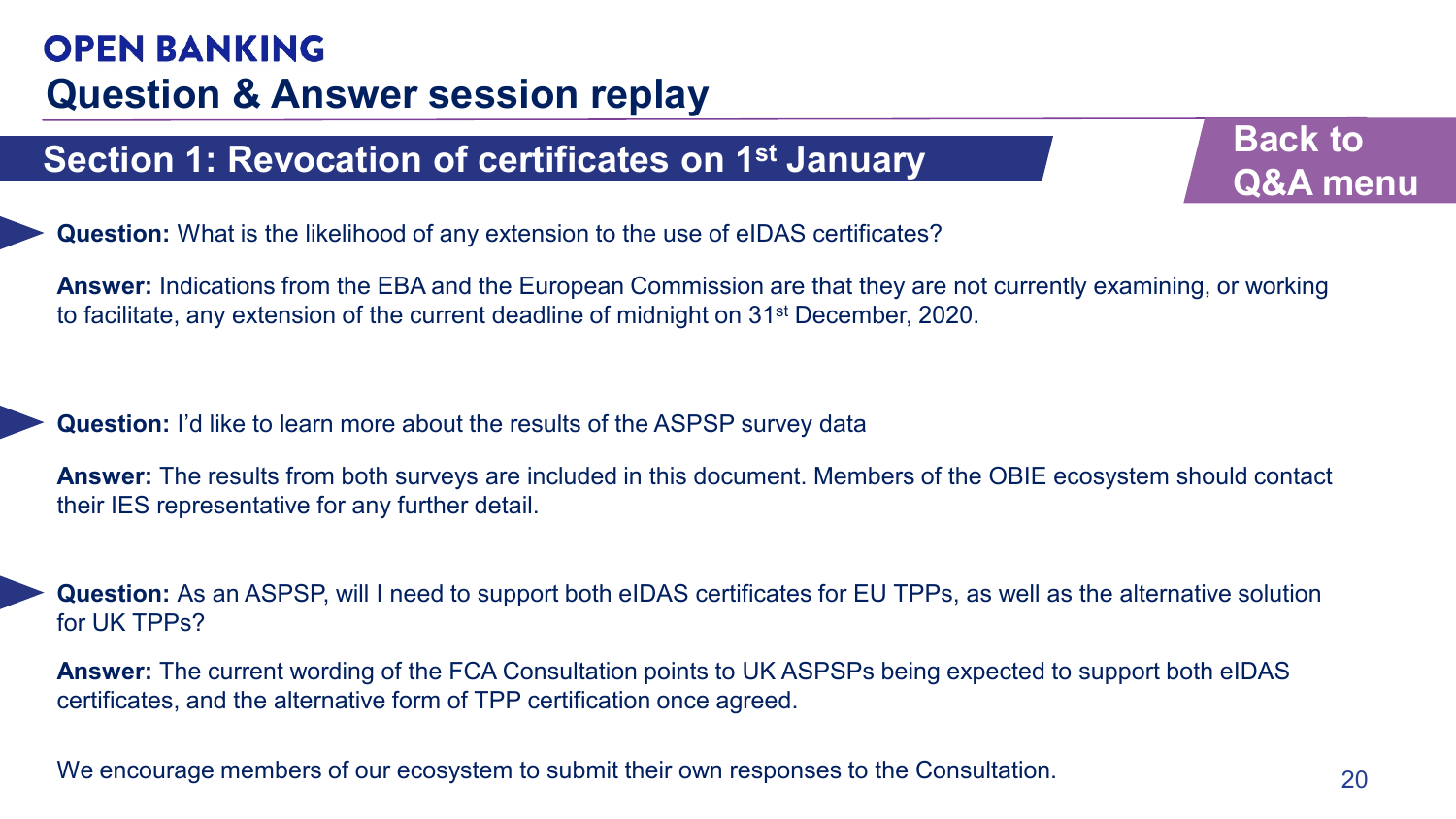# OPEN BANKING

## Question & Answer session replay

### Section 1: Revocation of certificates on 1st January

Back to Q&A menu

**Question:** What is the likelihood of any extension to the use of eIDAS certificates?

**Answer:** Indications from the EBA and the European Commission are that they are not currently examining, or working to facilitate, any extension of the current deadline of midnight on 31st December, 2020.

**Question:** I'd like to learn more about the results of the ASPSP survey data

**Answer:** The results from both surveys are included in this document. Members of the OBIE ecosystem should contact their IES representative for any further detail.

**Question:** As an ASPSP, will I need to support both eIDAS certificates for EU TPPs, as well as the alternative solution for UK TPPs?

**Answer:** The current wording of the FCA Consultation points to UK ASPSPs being expected to support both eIDAS certificates, and the alternative form of TPP certification once agreed.

We encourage members of our ecosystem to submit their own responses to the Consultation.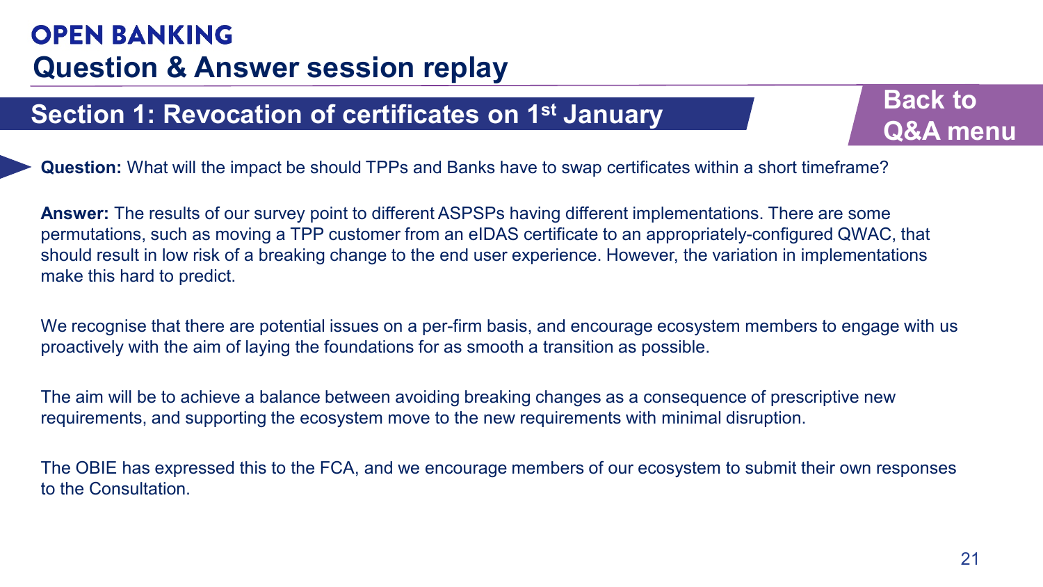# OPEN BANKING

## Question & Answer session replay

### Section 1: Revocation of certificates on 1st January

Back to Q&A menu

**Question:** What will the impact be should TPPs and Banks have to swap certificates within a short timeframe?

**Answer:** The results of our survey point to different ASPSPs having different implementations. There are some permutations, such as moving a TPP customer from an eIDAS certificate to an appropriately-configured QWAC, that should result in low risk of a breaking change to the end user experience. However, the variation in implementations make this hard to predict.

We recognise that there are potential issues on a per-firm basis, and encourage ecosystem members to engage with us proactively with the aim of laying the foundations for as smooth a transition as possible.

The aim will be to achieve a balance between avoiding breaking changes as a consequence of prescriptive new requirements, and supporting the ecosystem move to the new requirements with minimal disruption.

The OBIE has expressed this to the FCA, and we encourage members of our ecosystem to submit their own responses to the Consultation.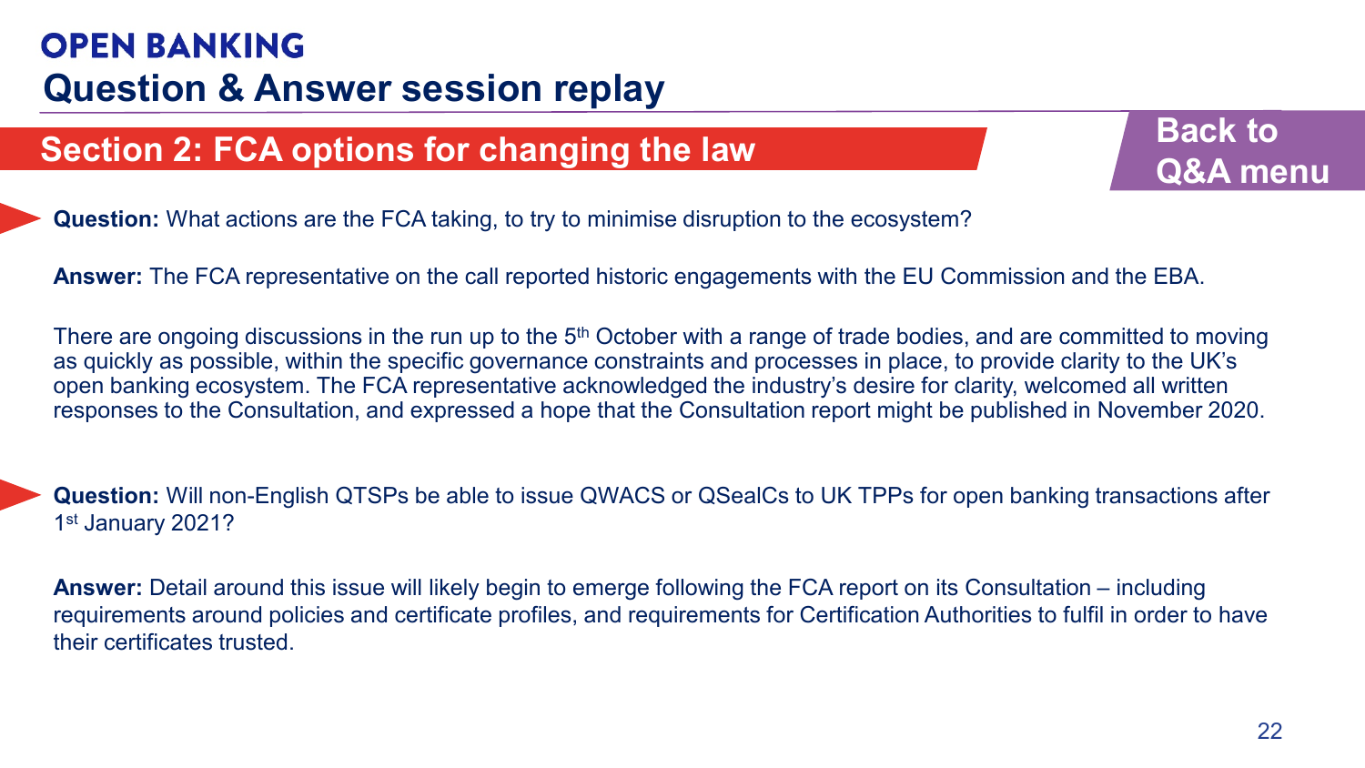# OPEN BANKING

## Question & Answer session replay

### Section 2: FCA options for changing the law

Back to Q&A menu

**Question:** What actions are the FCA taking, to try to minimise disruption to the ecosystem?

**Answer:** The FCA representative on the call reported historic engagements with the EU Commission and the EBA.

There are ongoing discussions in the run up to the 5th October with a range of trade bodies, and are committed to moving as quickly as possible, within the specific governance constraints and processes in place, to provide clarity to the UK's open banking ecosystem. The FCA representative acknowledged the industry's desire for clarity, welcomed all written responses to the Consultation, and expressed a hope that the Consultation report might be published in November 2020.

**Question:** Will non-English QTSPs be able to issue QWACS or QSealCs to UK TPPs for open banking transactions after 1st January 2021?

**Answer:** Detail around this issue will likely begin to emerge following the FCA report on its Consultation – including requirements around policies and certificate profiles, and requirements for Certification Authorities to fulfil in order to have their certificates trusted.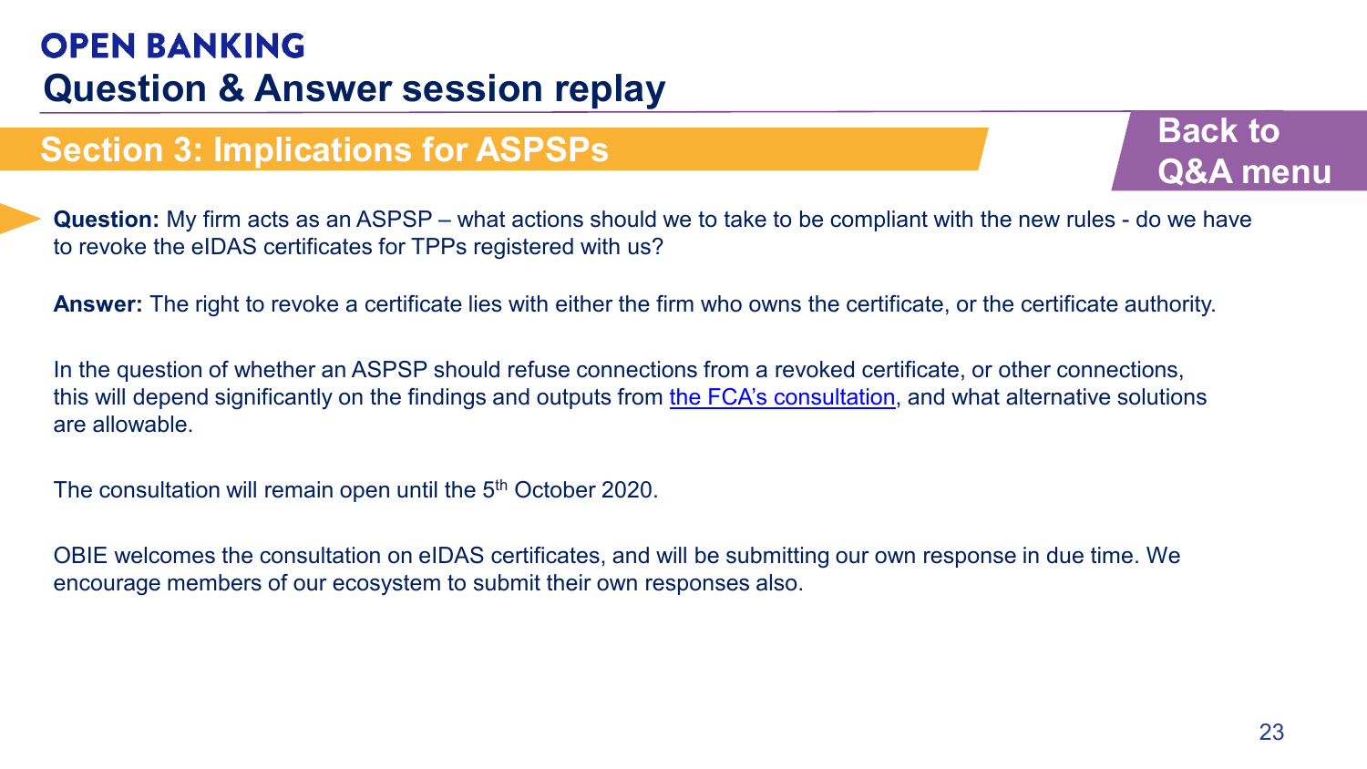# OPEN BANKING

## Question & Answer session replay

### Section 3: Implications for ASPSPs

Back to Q&A menu

**Question:** My firm acts as an ASPSP – what actions should we to take to be compliant with the new rules - do we have to revoke the eIDAS certificates for TPPs registered with us?

**Answer:** The right to revoke a certificate lies with either the firm who owns the certificate, or the certificate authority.

In the question of whether an ASPSP should refuse connections from a revoked certificate, or other connections, this will depend significantly on the findings and outputs from the FCA's consultation, and what alternative solutions are allowable.

The consultation will remain open until the 5th October 2020.

OBIE welcomes the consultation on eIDAS certificates, and will be submitting our own response in due time. We encourage members of our ecosystem to submit their own responses also.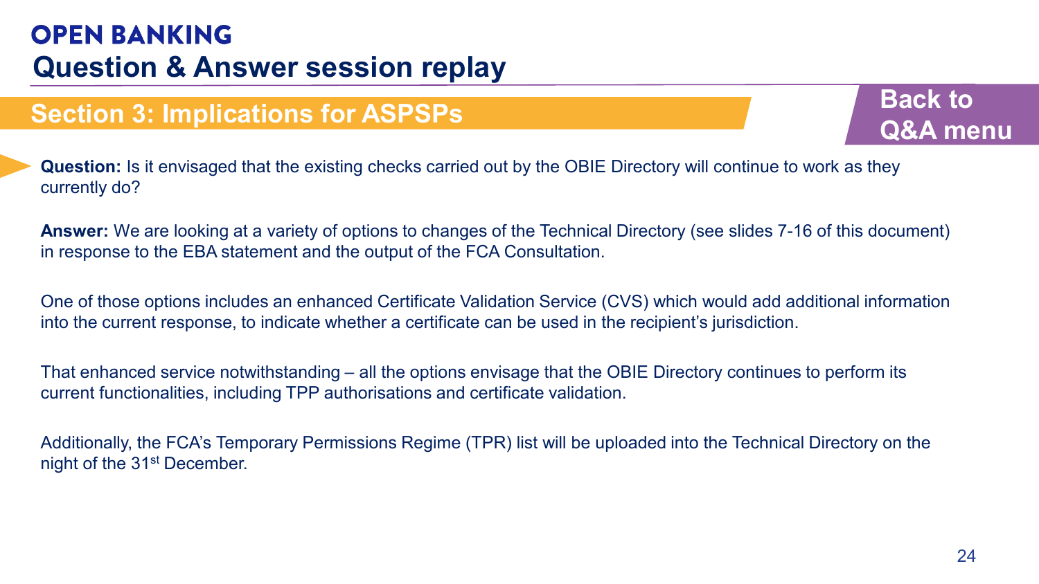# OPEN BANKING

## Question & Answer session replay

### Section 3: Implications for ASPSPs

Back to Q&A menu

**Question:** Is it envisaged that the existing checks carried out by the OBIE Directory will continue to work as they currently do?

**Answer:** We are looking at a variety of options to changes of the Technical Directory (see slides 7-16 of this document) in response to the EBA statement and the output of the FCA Consultation.

One of those options includes an enhanced Certificate Validation Service (CVS) which would add additional information into the current response, to indicate whether a certificate can be used in the recipient's jurisdiction.

That enhanced service notwithstanding – all the options envisage that the OBIE Directory continues to perform its current functionalities, including TPP authorisations and certificate validation.

Additionally, the FCA's Temporary Permissions Regime (TPR) list will be uploaded into the Technical Directory on the night of the 31st December.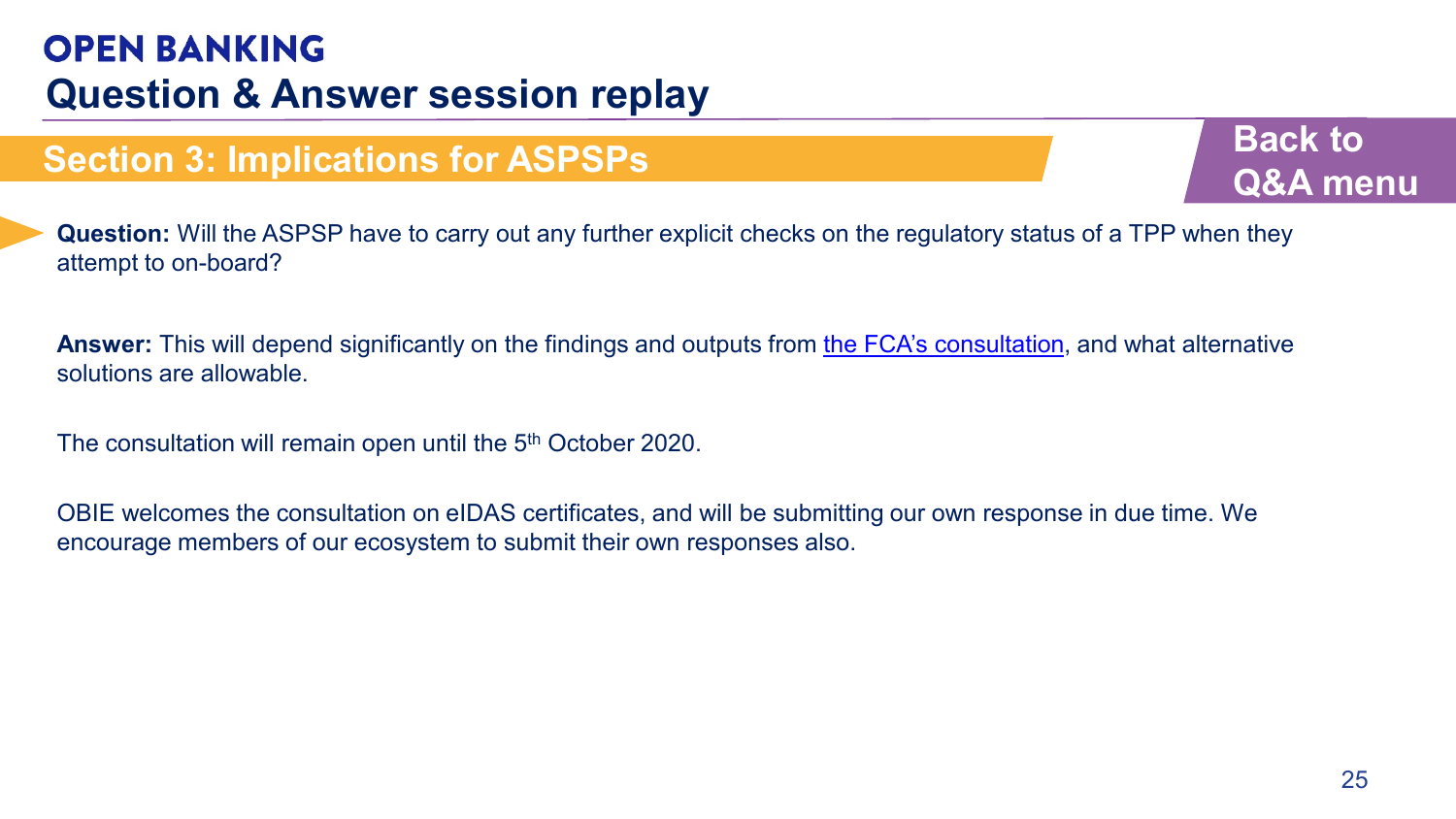# OPEN BANKING

## Question & Answer session replay

### Section 3: Implications for ASPSPs

Back to Q&A menu

**Question:** Will the ASPSP have to carry out any further explicit checks on the regulatory status of a TPP when they attempt to on-board?

**Answer:** This will depend significantly on the findings and outputs from the FCA's consultation, and what alternative solutions are allowable.

The consultation will remain open until the 5th October 2020.

OBIE welcomes the consultation on eIDAS certificates, and will be submitting our own response in due time. We encourage members of our ecosystem to submit their own responses also.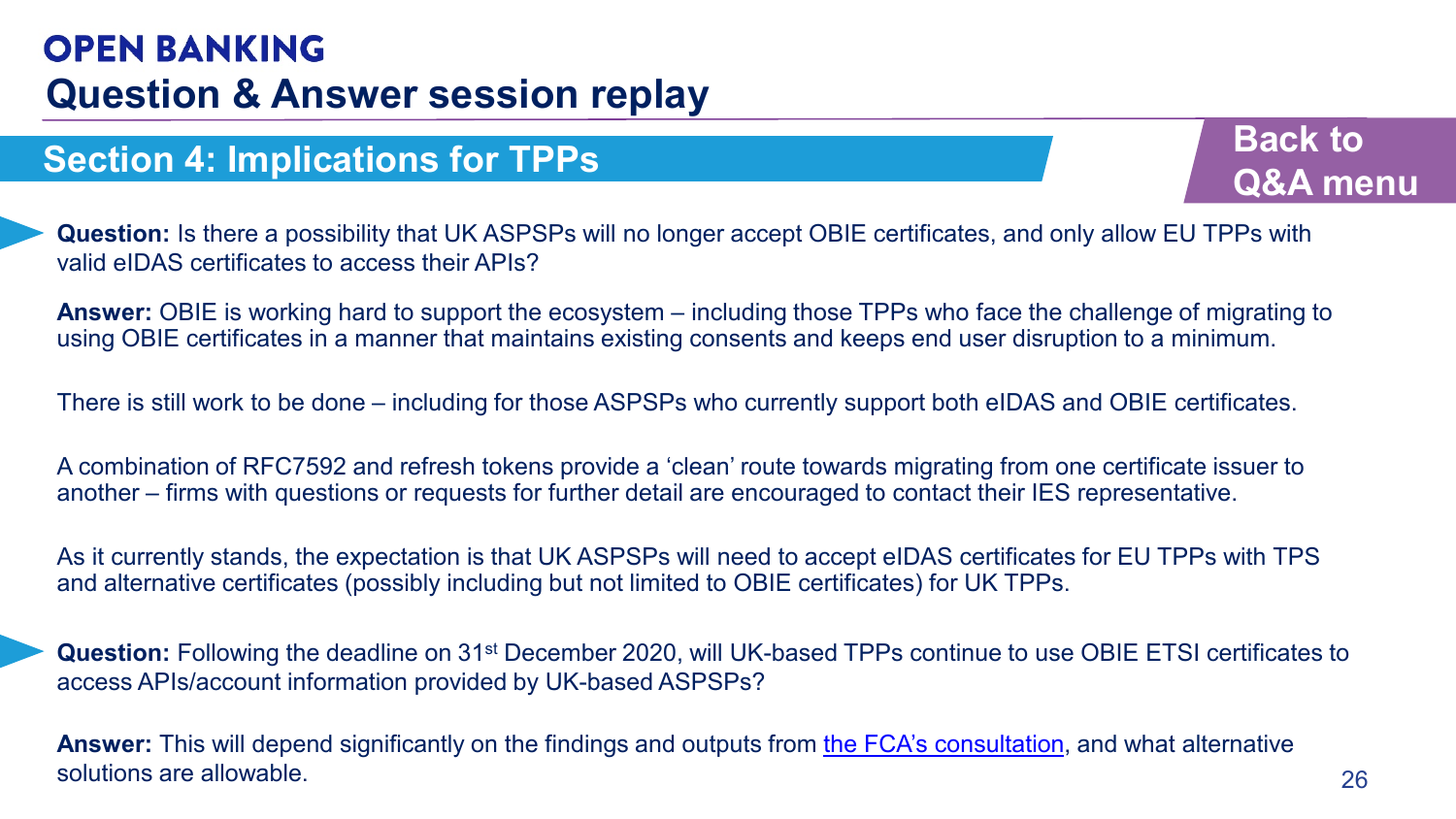# OPEN BANKING

## Question & Answer session replay

### Section 4: Implications for TPPs

Back to Q&A menu

**Question:** Is there a possibility that UK ASPSPs will no longer accept OBIE certificates, and only allow EU TPPs with valid eIDAS certificates to access their APIs?

**Answer:** OBIE is working hard to support the ecosystem – including those TPPs who face the challenge of migrating to using OBIE certificates in a manner that maintains existing consents and keeps end user disruption to a minimum.

There is still work to be done – including for those ASPSPs who currently support both eIDAS and OBIE certificates.

A combination of RFC7592 and refresh tokens provide a 'clean' route towards migrating from one certificate issuer to another – firms with questions or requests for further detail are encouraged to contact their IES representative.

As it currently stands, the expectation is that UK ASPSPs will need to accept eIDAS certificates for EU TPPs with TPS and alternative certificates (possibly including but not limited to OBIE certificates) for UK TPPs.

**Question:** Following the deadline on 31st December 2020, will UK-based TPPs continue to use OBIE ETSI certificates to access APIs/account information provided by UK-based ASPSPs?

**Answer:** This will depend significantly on the findings and outputs from [the FCA's consultation], and what alternative solutions are allowable.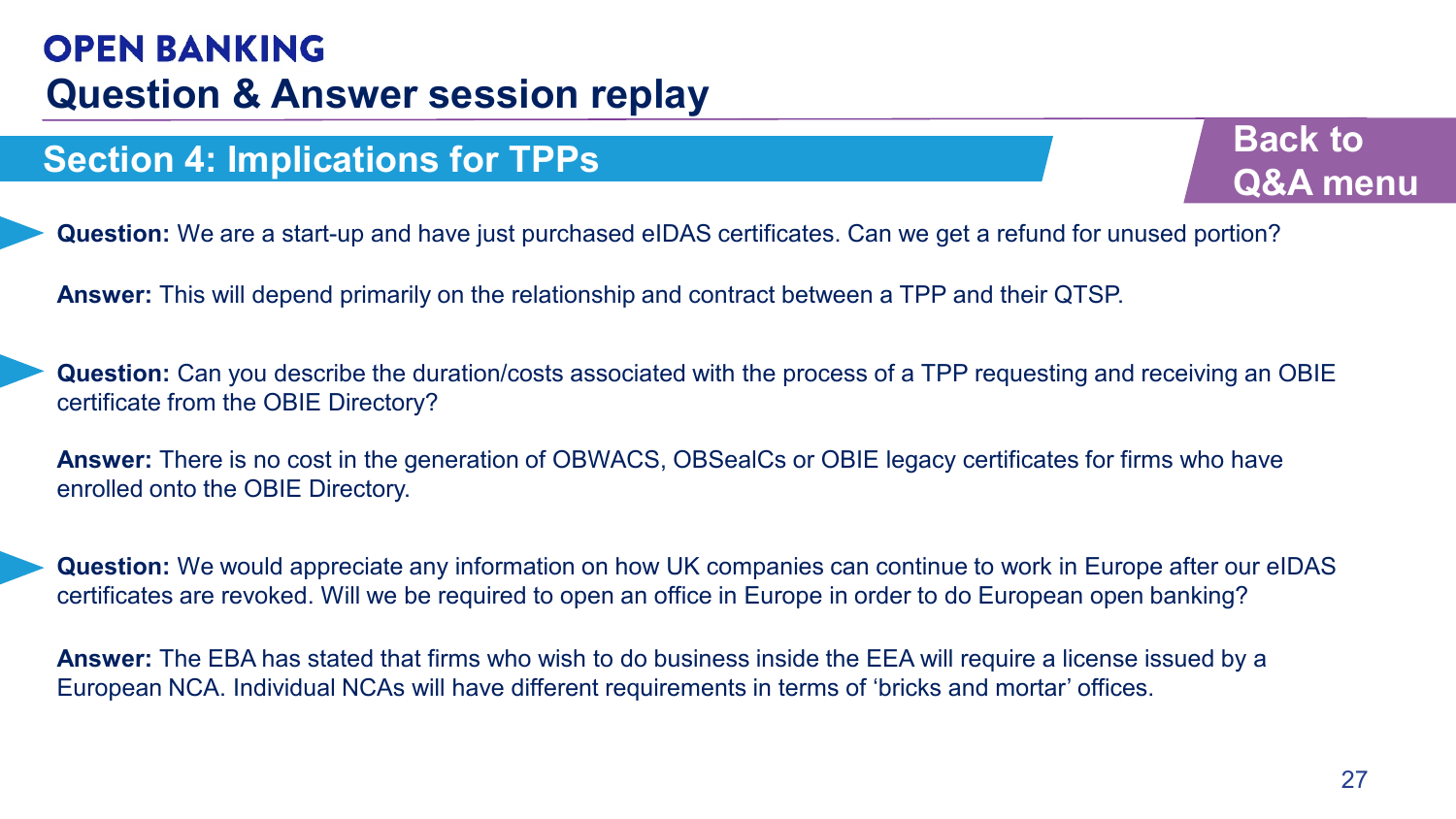# OPEN BANKING

## Question & Answer session replay

### Section 4: Implications for TPPs

Back to Q&A menu

**Question:** We are a start-up and have just purchased eIDAS certificates. Can we get a refund for unused portion?

**Answer:** This will depend primarily on the relationship and contract between a TPP and their QTSP.

**Question:** Can you describe the duration/costs associated with the process of a TPP requesting and receiving an OBIE certificate from the OBIE Directory?

**Answer:** There is no cost in the generation of OBWACS, OBSealCs or OBIE legacy certificates for firms who have enrolled onto the OBIE Directory.

**Question:** We would appreciate any information on how UK companies can continue to work in Europe after our eIDAS certificates are revoked. Will we be required to open an office in Europe in order to do European open banking?

**Answer:** The EBA has stated that firms who wish to do business inside the EEA will require a license issued by a European NCA. Individual NCAs will have different requirements in terms of 'bricks and mortar' offices.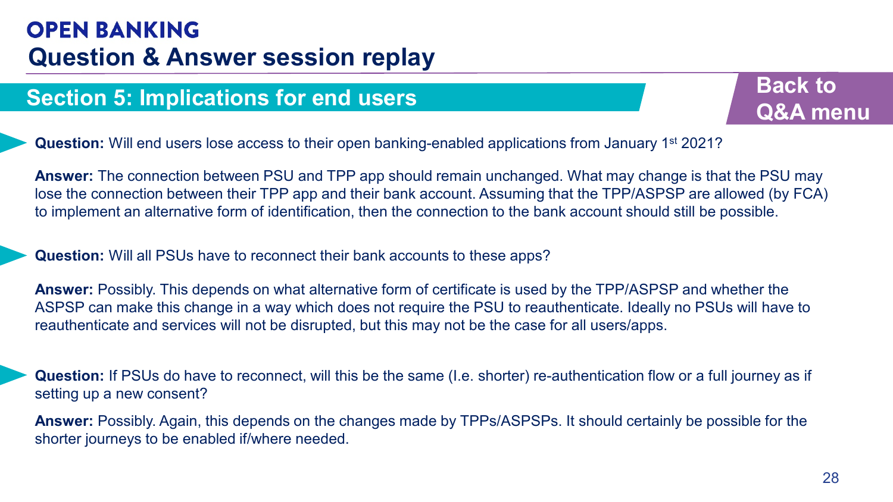# OPEN BANKING

## Question & Answer session replay

### Section 5: Implications for end users

Back to Q&A menu

**Question:** Will end users lose access to their open banking-enabled applications from January 1st 2021?

**Answer:** The connection between PSU and TPP app should remain unchanged. What may change is that the PSU may lose the connection between their TPP app and their bank account. Assuming that the TPP/ASPSP are allowed (by FCA) to implement an alternative form of identification, then the connection to the bank account should still be possible.

**Question:** Will all PSUs have to reconnect their bank accounts to these apps?

**Answer:** Possibly. This depends on what alternative form of certificate is used by the TPP/ASPSP and whether the ASPSP can make this change in a way which does not require the PSU to reauthenticate. Ideally no PSUs will have to reauthenticate and services will not be disrupted, but this may not be the case for all users/apps.

**Question:** If PSUs do have to reconnect, will this be the same (I.e. shorter) re-authentication flow or a full journey as if setting up a new consent?

**Answer:** Possibly. Again, this depends on the changes made by TPPs/ASPSPs. It should certainly be possible for the shorter journeys to be enabled if/where needed.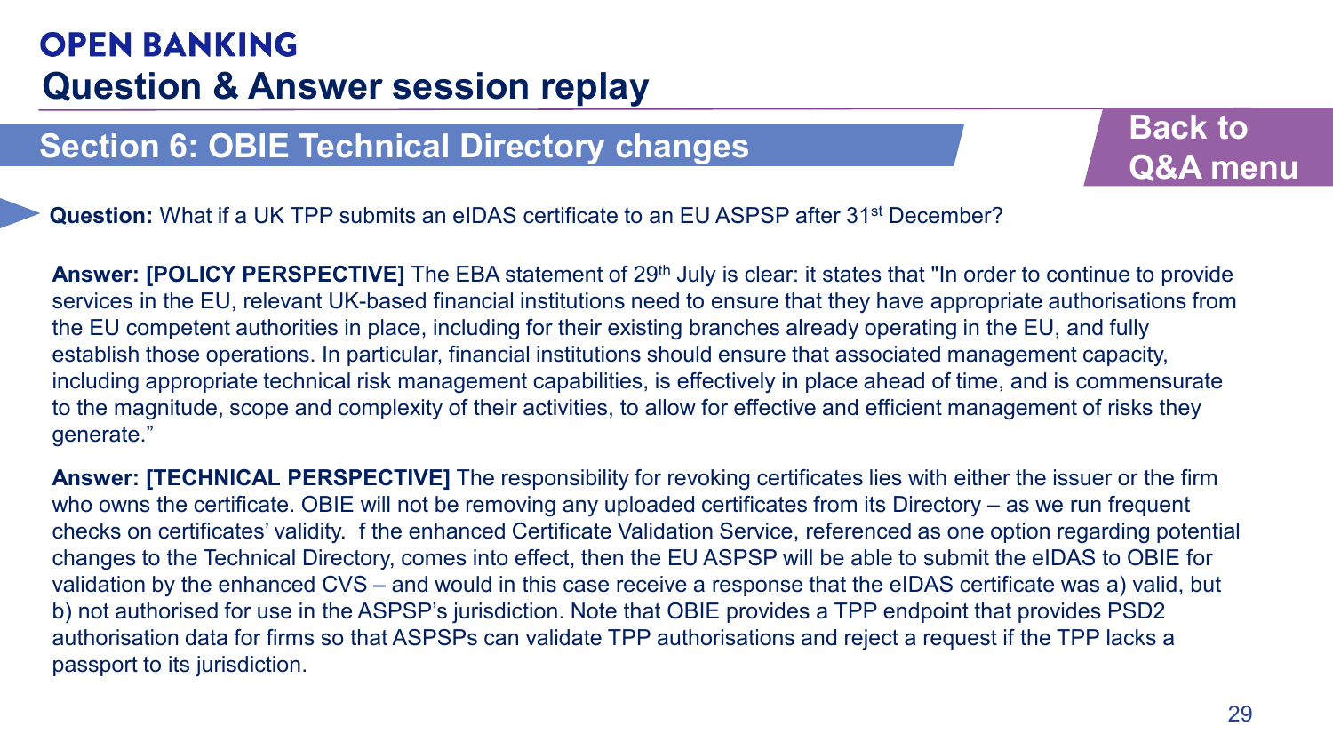# OPEN BANKING

## Question & Answer session replay

### Section 6: OBIE Technical Directory changes

Back to Q&A menu

**Question:** What if a UK TPP submits an eIDAS certificate to an EU ASPSP after 31st December?

**Answer: [POLICY PERSPECTIVE]** The EBA statement of 29th July is clear: it states that "In order to continue to provide services in the EU, relevant UK-based financial institutions need to ensure that they have appropriate authorisations from the EU competent authorities in place, including for their existing branches already operating in the EU, and fully establish those operations. In particular, financial institutions should ensure that associated management capacity, including appropriate technical risk management capabilities, is effectively in place ahead of time, and is commensurate to the magnitude, scope and complexity of their activities, to allow for effective and efficient management of risks they generate."

**Answer: [TECHNICAL PERSPECTIVE]** The responsibility for revoking certificates lies with either the issuer or the firm who owns the certificate. OBIE will not be removing any uploaded certificates from its Directory – as we run frequent checks on certificates' validity. f the enhanced Certificate Validation Service, referenced as one option regarding potential changes to the Technical Directory, comes into effect, then the EU ASPSP will be able to submit the eIDAS to OBIE for validation by the enhanced CVS – and would in this case receive a response that the eIDAS certificate was a) valid, but b) not authorised for use in the ASPSP's jurisdiction. Note that OBIE provides a TPP endpoint that provides PSD2 authorisation data for firms so that ASPSPs can validate TPP authorisations and reject a request if the TPP lacks a passport to its jurisdiction.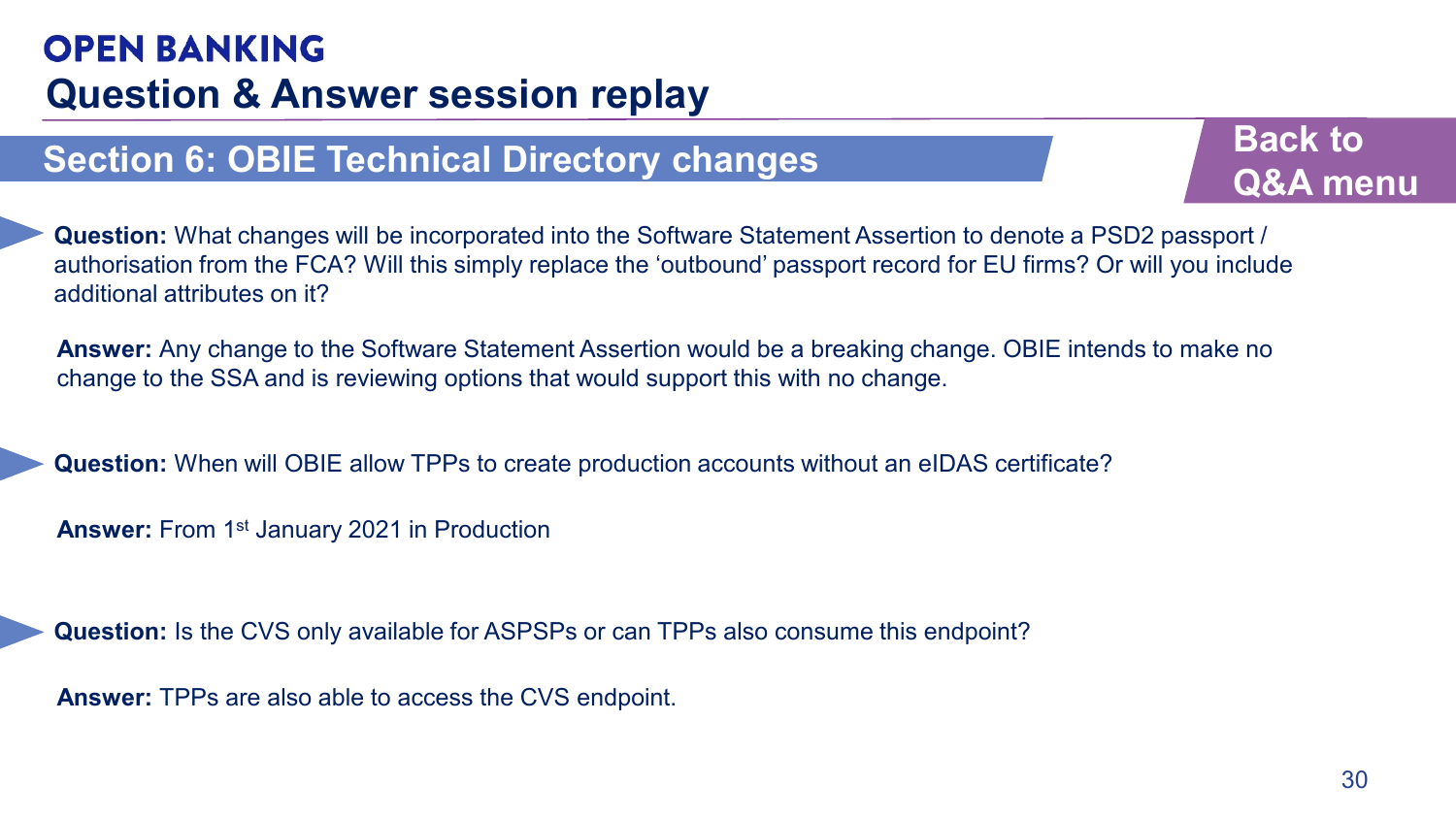# OPEN BANKING

## Question & Answer session replay

### Section 6: OBIE Technical Directory changes

Back to Q&A menu

**Question:** What changes will be incorporated into the Software Statement Assertion to denote a PSD2 passport / authorisation from the FCA? Will this simply replace the 'outbound' passport record for EU firms? Or will you include additional attributes on it?

**Answer:** Any change to the Software Statement Assertion would be a breaking change. OBIE intends to make no change to the SSA and is reviewing options that would support this with no change.

**Question:** When will OBIE allow TPPs to create production accounts without an eIDAS certificate?

**Answer:** From 1st January 2021 in Production

**Question:** Is the CVS only available for ASPSPs or can TPPs also consume this endpoint?

**Answer:** TPPs are also able to access the CVS endpoint.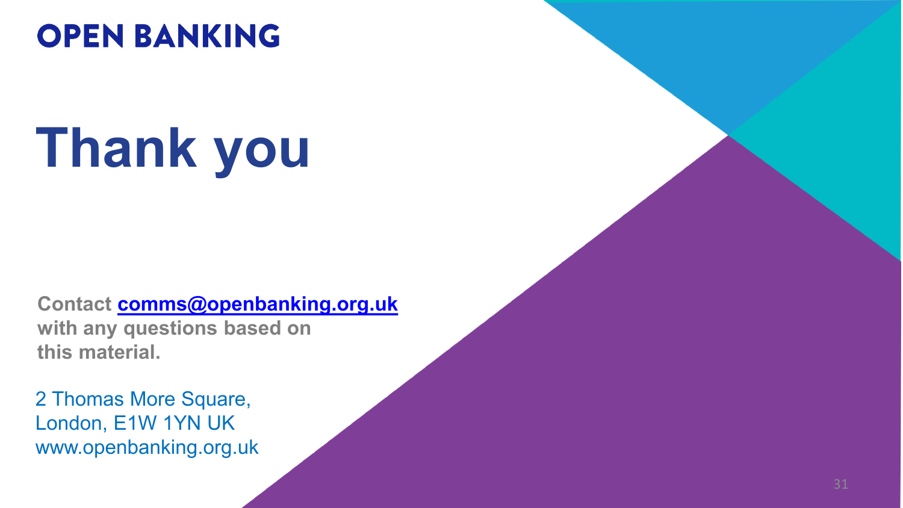**OPEN BANKING**

# Thank you

**Contact [comms@openbanking.org.uk](mailto:comms@openbanking.org.uk) with any questions based on this material.**

2 Thomas More Square,
London, E1W 1YN UK
www.openbanking.org.uk